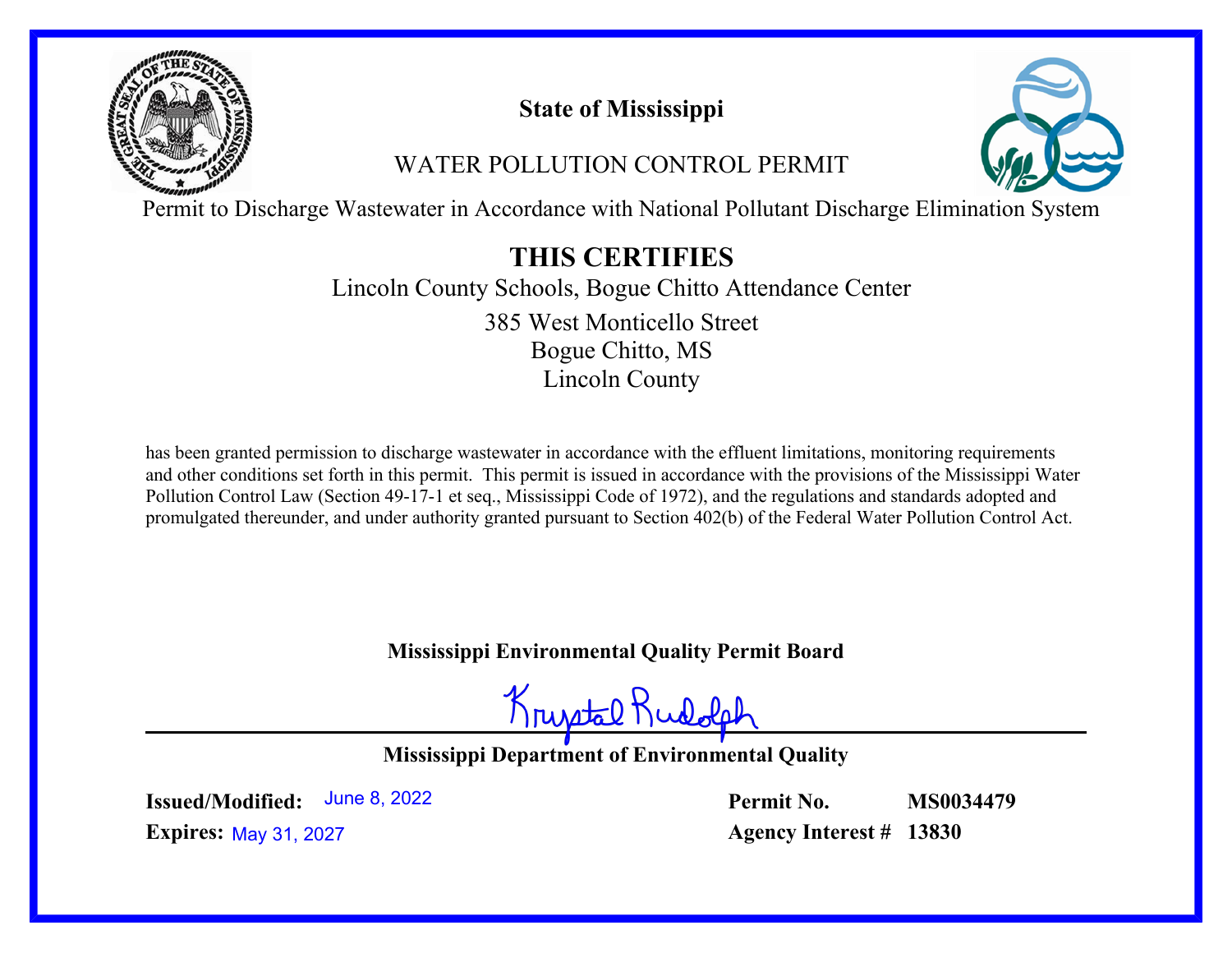# State of Mississippi

## WATER POLLUTION CONTROL PERMIT

Permit to Discharge Wastewater in Accordance with National Pollutant Discharge Elimination System

## THIS CERTIFIES

Lincoln County Schools, Bogue Chitto Attendance Center

385 West Monticello Street
Bogue Chitto, MS
Lincoln County

has been granted permission to discharge wastewater in accordance with the effluent limitations, monitoring requirements and other conditions set forth in this permit. This permit is issued in accordance with the provisions of the Mississippi Water Pollution Control Law (Section 49-17-1 et seq., Mississippi Code of 1972), and the regulations and standards adopted and promulgated thereunder, and under authority granted pursuant to Section 402(b) of the Federal Water Pollution Control Act.

**Mississippi Environmental Quality Permit Board**

Krystal Rudolph

**Mississippi Department of Environmental Quality**

**Issued/Modified:** June 8, 2022

**Expires:** May 31, 2027

**Permit No.** **MS0034479**

**Agency Interest #** **13830**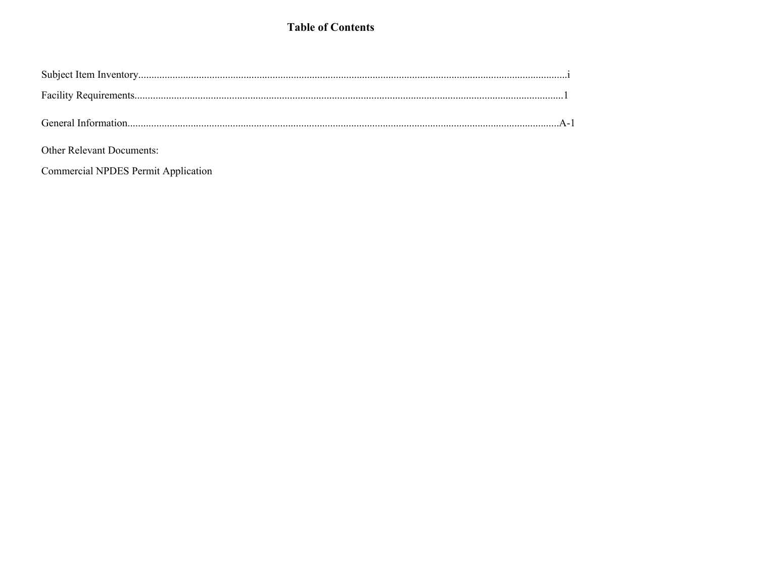# Table of Contents

Subject Item Inventory....................................................................................................................................................i

Facility Requirements....................................................................................................................................................1

General Information....................................................................................................................................................A-1

Other Relevant Documents:

Commercial NPDES Permit Application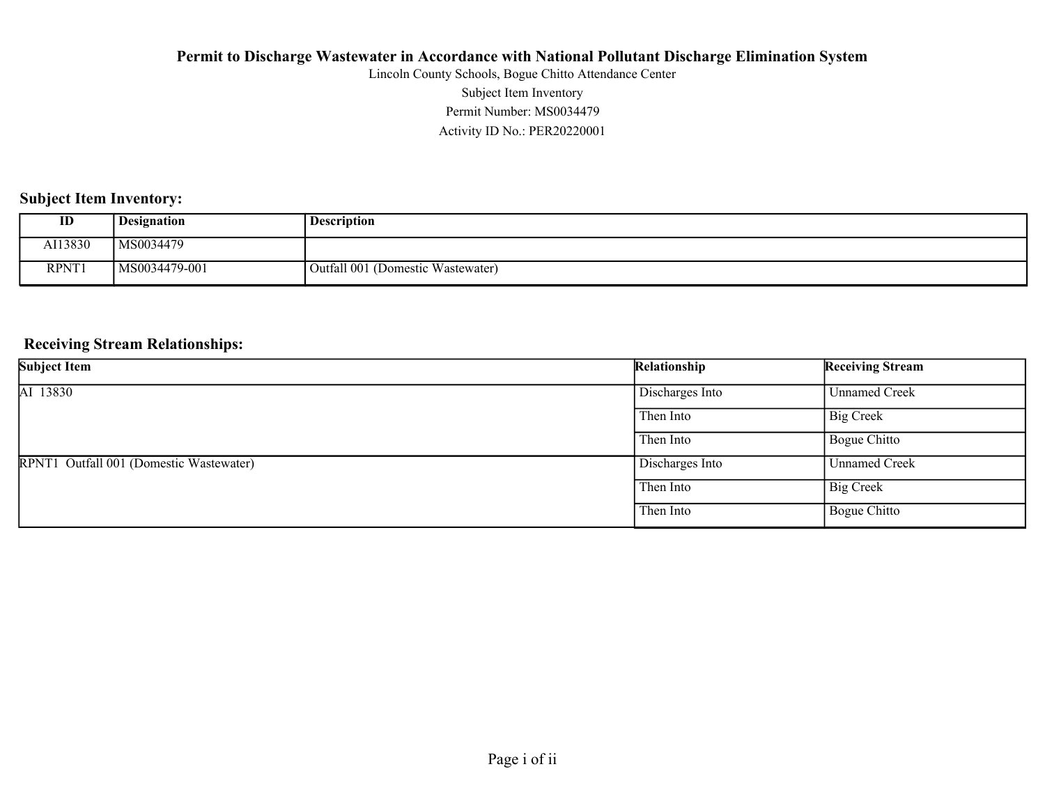**Permit to Discharge Wastewater in Accordance with National Pollutant Discharge Elimination System**

Lincoln County Schools, Bogue Chitto Attendance Center

Subject Item Inventory

Permit Number: MS0034479

Activity ID No.: PER20220001

## Subject Item Inventory:

| ID | Designation | Description |
|---|---|---|
| AI13830 | MS0034479 | |
| RPNT1 | MS0034479-001 | Outfall 001 (Domestic Wastewater) |

## Receiving Stream Relationships:

| Subject Item | Relationship | Receiving Stream |
|---|---|---|
| AI 13830 | Discharges Into | Unnamed Creek |
| | Then Into | Big Creek |
| | Then Into | Bogue Chitto |
| RPNT1 Outfall 001 (Domestic Wastewater) | Discharges Into | Unnamed Creek |
| | Then Into | Big Creek |
| | Then Into | Bogue Chitto |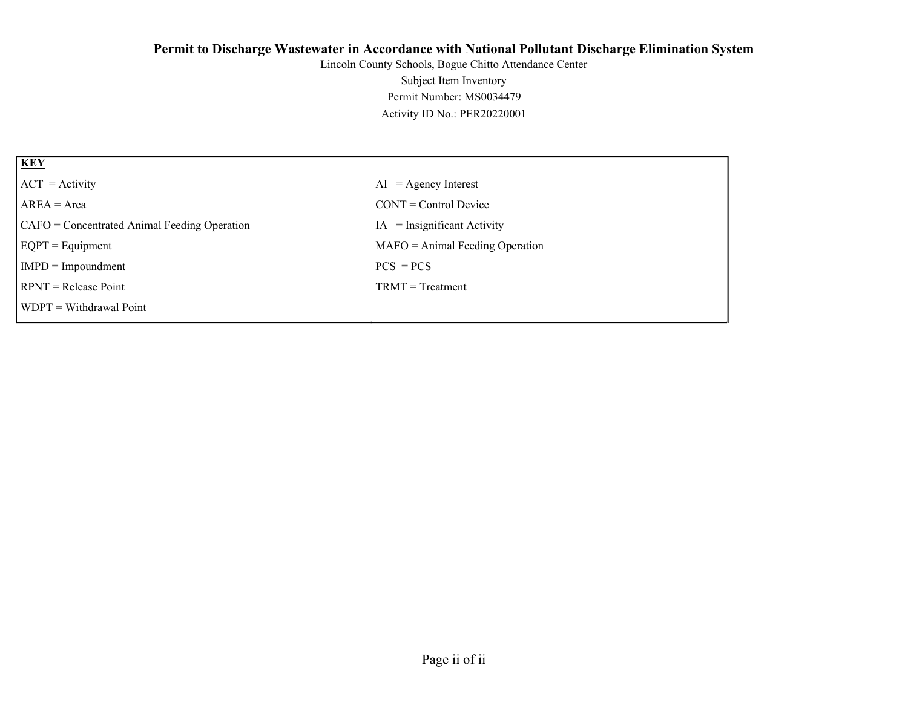**Permit to Discharge Wastewater in Accordance with National Pollutant Discharge Elimination System**

Lincoln County Schools, Bogue Chitto Attendance Center

Subject Item Inventory

Permit Number: MS0034479

Activity ID No.: PER20220001

| **KEY** | |
| --- | --- |
| ACT = Activity | AI = Agency Interest |
| AREA = Area | CONT = Control Device |
| CAFO = Concentrated Animal Feeding Operation | IA = Insignificant Activity |
| EQPT = Equipment | MAFO = Animal Feeding Operation |
| IMPD = Impoundment | PCS = PCS |
| RPNT = Release Point | TRMT = Treatment |
| WDPT = Withdrawal Point | |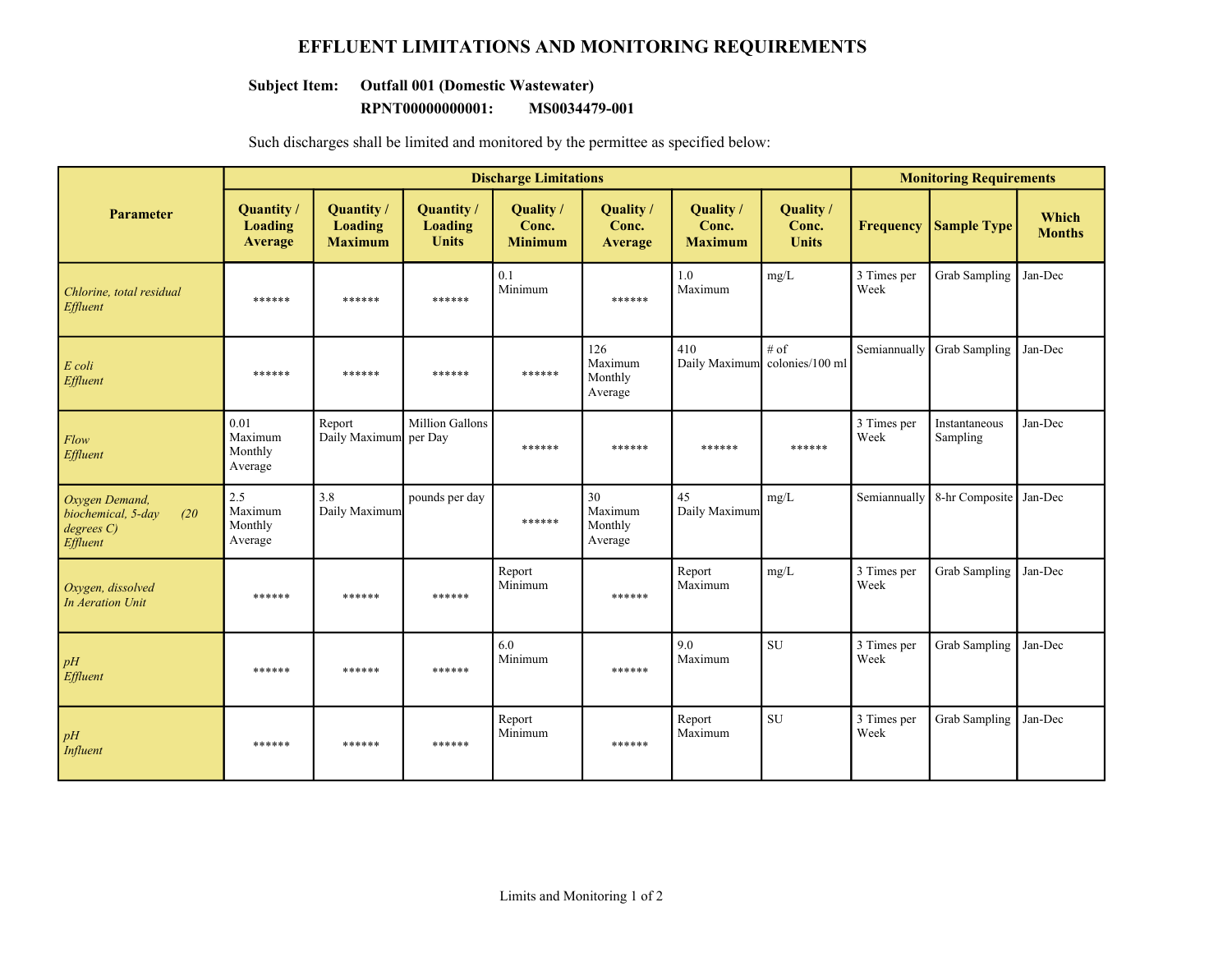# EFFLUENT LIMITATIONS AND MONITORING REQUIREMENTS

**Subject Item: Outfall 001 (Domestic Wastewater)**
**RPNT00000000001: MS0034479-001**

Such discharges shall be limited and monitored by the permittee as specified below:

| Parameter | Discharge Limitations | | | | | | | Monitoring Requirements | | |
|---|---|---|---|---|---|---|---|---|---|---|
| | Quantity / Loading Average | Quantity / Loading Maximum | Quantity / Loading Units | Quality / Conc. Minimum | Quality / Conc. Average | Quality / Conc. Maximum | Quality / Conc. Units | Frequency | Sample Type | Which Months |
| *Chlorine, total residual Effluent* | ****** | ****** | ****** | 0.1 Minimum | ****** | 1.0 Maximum | mg/L | 3 Times per Week | Grab Sampling | Jan-Dec |
| *E coli Effluent* | ****** | ****** | ****** | ****** | 126 Maximum Monthly Average | 410 Daily Maximum | # of colonies/100 ml | Semiannually | Grab Sampling | Jan-Dec |
| *Flow Effluent* | 0.01 Maximum Monthly Average | Report Daily Maximum | Million Gallons per Day | ****** | ****** | ****** | ****** | 3 Times per Week | Instantaneous Sampling | Jan-Dec |
| *Oxygen Demand, biochemical, 5-day (20 degrees C) Effluent* | 2.5 Maximum Monthly Average | 3.8 Daily Maximum | pounds per day | ****** | 30 Maximum Monthly Average | 45 Daily Maximum | mg/L | Semiannually | 8-hr Composite | Jan-Dec |
| *Oxygen, dissolved In Aeration Unit* | ****** | ****** | ****** | Report Minimum | ****** | Report Maximum | mg/L | 3 Times per Week | Grab Sampling | Jan-Dec |
| *pH Effluent* | ****** | ****** | ****** | 6.0 Minimum | ****** | 9.0 Maximum | SU | 3 Times per Week | Grab Sampling | Jan-Dec |
| *pH Influent* | ****** | ****** | ****** | Report Minimum | ****** | Report Maximum | SU | 3 Times per Week | Grab Sampling | Jan-Dec |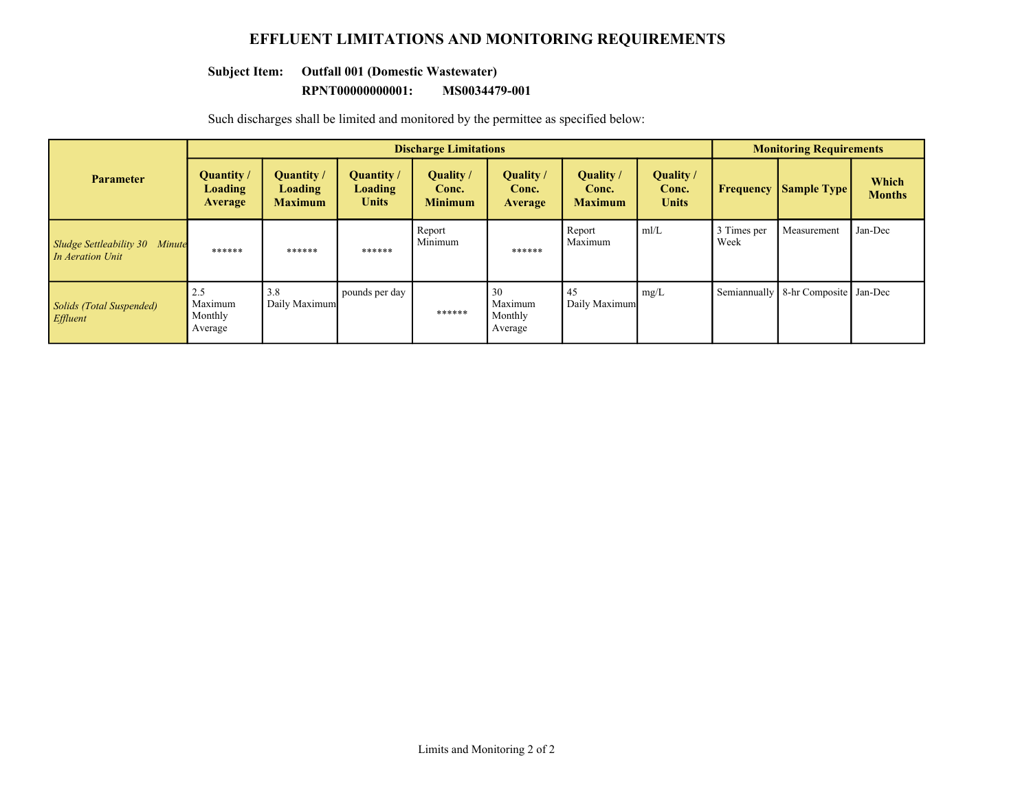# EFFLUENT LIMITATIONS AND MONITORING REQUIREMENTS

**Subject Item: Outfall 001 (Domestic Wastewater)**
**RPNT00000000001: MS0034479-001**

Such discharges shall be limited and monitored by the permittee as specified below:

| Parameter | Discharge Limitations | | | | | | | Monitoring Requirements | | |
|---|---|---|---|---|---|---|---|---|---|---|
| | Quantity / Loading Average | Quantity / Loading Maximum | Quantity / Loading Units | Quality / Conc. Minimum | Quality / Conc. Average | Quality / Conc. Maximum | Quality / Conc. Units | Frequency | Sample Type | Which Months |
| *Sludge Settleability 30 Minute In Aeration Unit* | ****** | ****** | ****** | Report Minimum | ****** | Report Maximum | ml/L | 3 Times per Week | Measurement | Jan-Dec |
| *Solids (Total Suspended) Effluent* | 2.5 Maximum Monthly Average | 3.8 Daily Maximum | pounds per day | ****** | 30 Maximum Monthly Average | 45 Daily Maximum | mg/L | Semiannually | 8-hr Composite | Jan-Dec |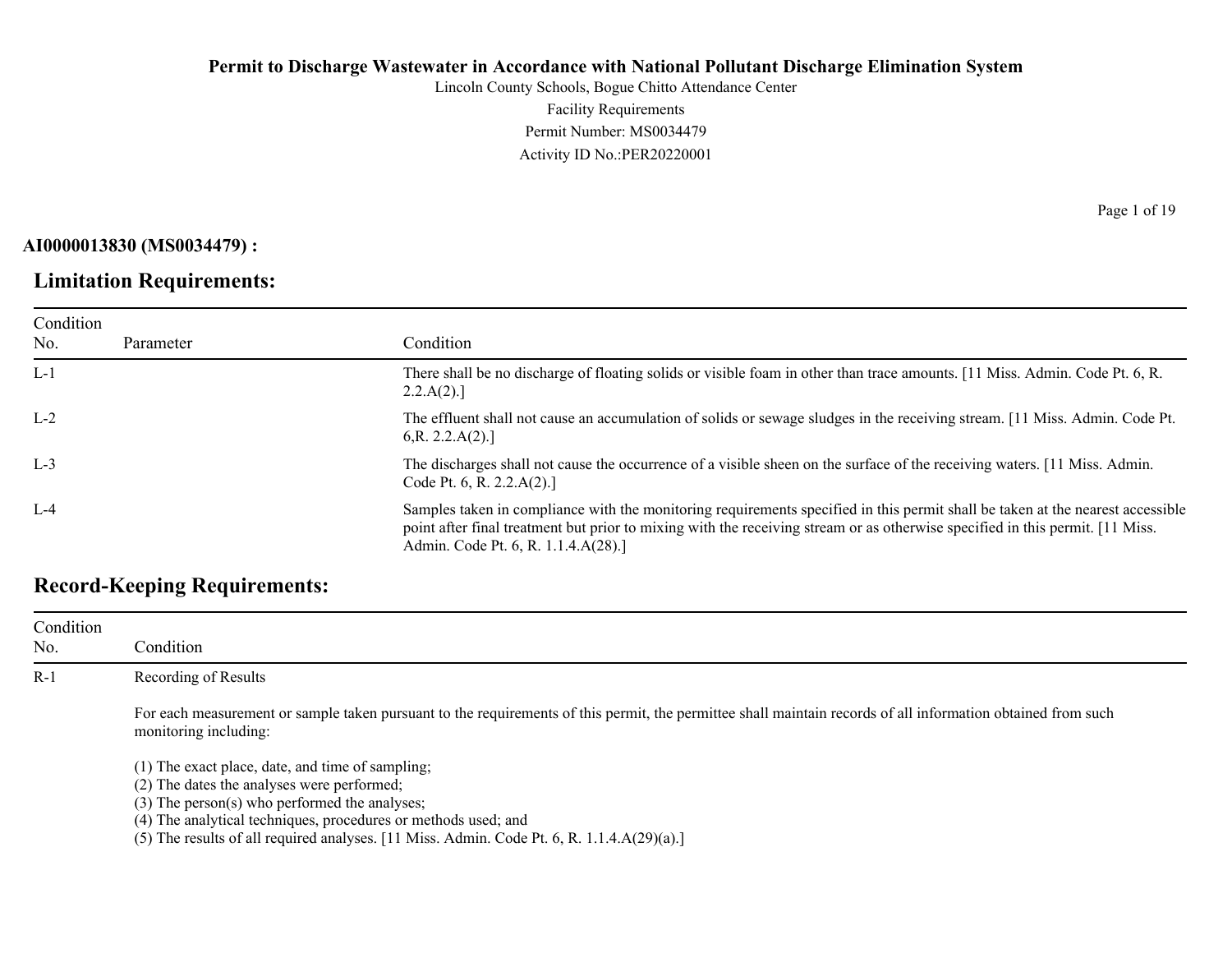**Permit to Discharge Wastewater in Accordance with National Pollutant Discharge Elimination System**

Lincoln County Schools, Bogue Chitto Attendance Center

Facility Requirements

Permit Number: MS0034479

Activity ID No.:PER20220001

**AI0000013830 (MS0034479) :**

## Limitation Requirements:

| Condition No. | Parameter | Condition |
|---|---|---|
| L-1 | | There shall be no discharge of floating solids or visible foam in other than trace amounts. [11 Miss. Admin. Code Pt. 6, R. 2.2.A(2).] |
| L-2 | | The effluent shall not cause an accumulation of solids or sewage sludges in the receiving stream. [11 Miss. Admin. Code Pt. 6,R. 2.2.A(2).] |
| L-3 | | The discharges shall not cause the occurrence of a visible sheen on the surface of the receiving waters. [11 Miss. Admin. Code Pt. 6, R. 2.2.A(2).] |
| L-4 | | Samples taken in compliance with the monitoring requirements specified in this permit shall be taken at the nearest accessible point after final treatment but prior to mixing with the receiving stream or as otherwise specified in this permit. [11 Miss. Admin. Code Pt. 6, R. 1.1.4.A(28).] |

## Record-Keeping Requirements:

| Condition No. | Condition |
|---|---|
| R-1 | Recording of Results<br><br>For each measurement or sample taken pursuant to the requirements of this permit, the permittee shall maintain records of all information obtained from such monitoring including:<br><br>(1) The exact place, date, and time of sampling;<br>(2) The dates the analyses were performed;<br>(3) The person(s) who performed the analyses;<br>(4) The analytical techniques, procedures or methods used; and<br>(5) The results of all required analyses. [11 Miss. Admin. Code Pt. 6, R. 1.1.4.A(29)(a).] |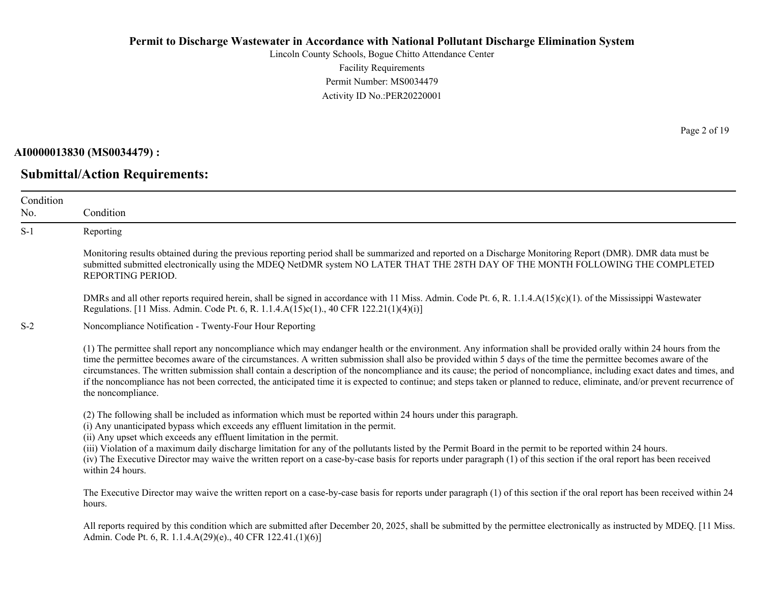**AI0000013830 (MS0034479) :**

## Submittal/Action Requirements:

| Condition No. | Condition |
|---|---|
| S-1 | Reporting<br><br>Monitoring results obtained during the previous reporting period shall be summarized and reported on a Discharge Monitoring Report (DMR). DMR data must be submitted submitted electronically using the MDEQ NetDMR system NO LATER THAT THE 28TH DAY OF THE MONTH FOLLOWING THE COMPLETED REPORTING PERIOD.<br><br>DMRs and all other reports required herein, shall be signed in accordance with 11 Miss. Admin. Code Pt. 6, R. 1.1.4.A(15)(c)(1). of the Mississippi Wastewater Regulations. [11 Miss. Admin. Code Pt. 6, R. 1.1.4.A(15)c(1)., 40 CFR 122.21(1)(4)(i)] |
| S-2 | Noncompliance Notification - Twenty-Four Hour Reporting<br><br>(1) The permittee shall report any noncompliance which may endanger health or the environment. Any information shall be provided orally within 24 hours from the time the permittee becomes aware of the circumstances. A written submission shall also be provided within 5 days of the time the permittee becomes aware of the circumstances. The written submission shall contain a description of the noncompliance and its cause; the period of noncompliance, including exact dates and times, and if the noncompliance has not been corrected, the anticipated time it is expected to continue; and steps taken or planned to reduce, eliminate, and/or prevent recurrence of the noncompliance.<br><br>(2) The following shall be included as information which must be reported within 24 hours under this paragraph.<br>(i) Any unanticipated bypass which exceeds any effluent limitation in the permit.<br>(ii) Any upset which exceeds any effluent limitation in the permit.<br>(iii) Violation of a maximum daily discharge limitation for any of the pollutants listed by the Permit Board in the permit to be reported within 24 hours.<br>(iv) The Executive Director may waive the written report on a case-by-case basis for reports under paragraph (1) of this section if the oral report has been received within 24 hours.<br><br>The Executive Director may waive the written report on a case-by-case basis for reports under paragraph (1) of this section if the oral report has been received within 24 hours.<br><br>All reports required by this condition which are submitted after December 20, 2025, shall be submitted by the permittee electronically as instructed by MDEQ. [11 Miss. Admin. Code Pt. 6, R. 1.1.4.A(29)(e)., 40 CFR 122.41.(1)(6)] |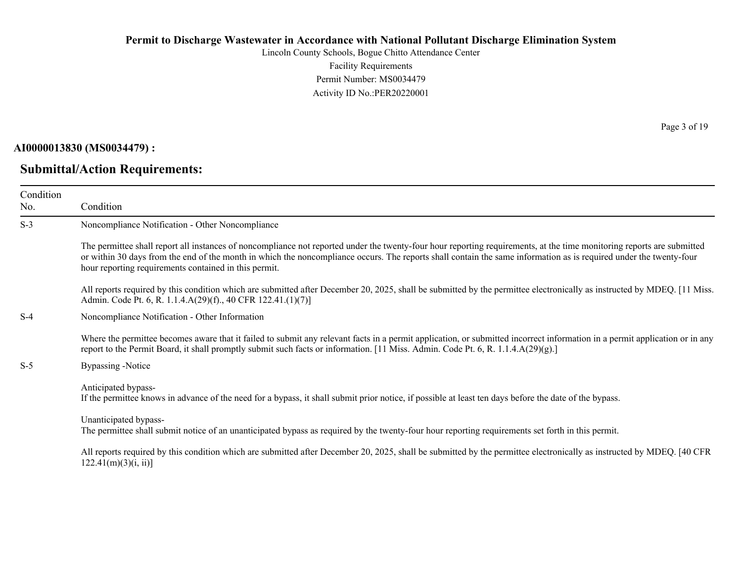**AI0000013830 (MS0034479) :**

## Submittal/Action Requirements:

| Condition No. | Condition |
|---|---|
| S-3 | Noncompliance Notification - Other Noncompliance<br><br>The permittee shall report all instances of noncompliance not reported under the twenty-four hour reporting requirements, at the time monitoring reports are submitted or within 30 days from the end of the month in which the noncompliance occurs. The reports shall contain the same information as is required under the twenty-four hour reporting requirements contained in this permit.<br><br>All reports required by this condition which are submitted after December 20, 2025, shall be submitted by the permittee electronically as instructed by MDEQ. [11 Miss. Admin. Code Pt. 6, R. 1.1.4.A(29)(f)., 40 CFR 122.41.(1)(7)] |
| S-4 | Noncompliance Notification - Other Information<br><br>Where the permittee becomes aware that it failed to submit any relevant facts in a permit application, or submitted incorrect information in a permit application or in any report to the Permit Board, it shall promptly submit such facts or information. [11 Miss. Admin. Code Pt. 6, R. 1.1.4.A(29)(g).] |
| S-5 | Bypassing -Notice<br><br>Anticipated bypass-<br>If the permittee knows in advance of the need for a bypass, it shall submit prior notice, if possible at least ten days before the date of the bypass.<br><br>Unanticipated bypass-<br>The permittee shall submit notice of an unanticipated bypass as required by the twenty-four hour reporting requirements set forth in this permit.<br><br>All reports required by this condition which are submitted after December 20, 2025, shall be submitted by the permittee electronically as instructed by MDEQ. [40 CFR 122.41(m)(3)(i, ii)] |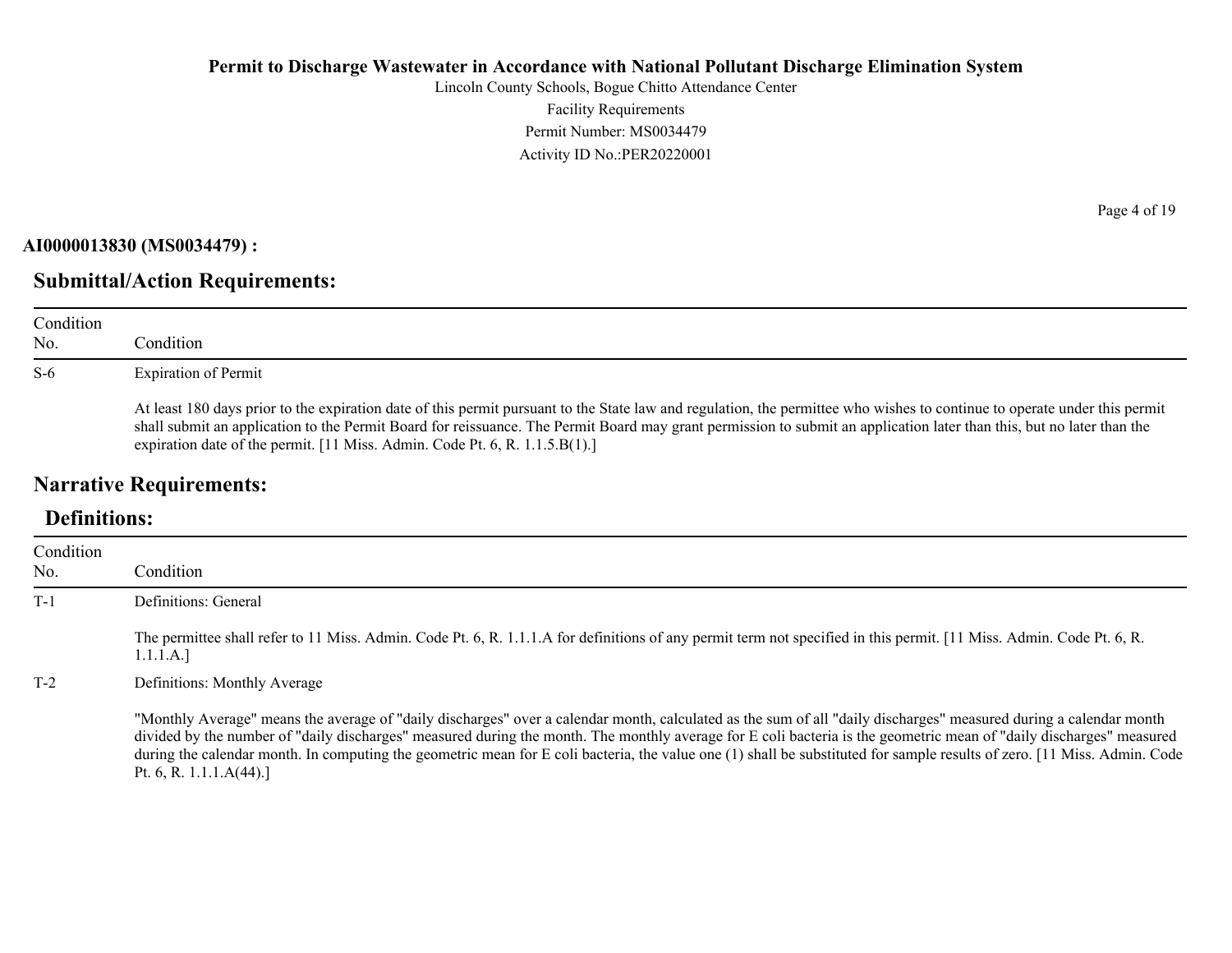**AI0000013830 (MS0034479) :**

## Submittal/Action Requirements:

| Condition No. | Condition |
|---|---|
| S-6 | Expiration of Permit<br><br>At least 180 days prior to the expiration date of this permit pursuant to the State law and regulation, the permittee who wishes to continue to operate under this permit shall submit an application to the Permit Board for reissuance. The Permit Board may grant permission to submit an application later than this, but no later than the expiration date of the permit. [11 Miss. Admin. Code Pt. 6, R. 1.1.5.B(1).] |

## Narrative Requirements:

### Definitions:

| Condition No. | Condition |
|---|---|
| T-1 | Definitions: General<br><br>The permittee shall refer to 11 Miss. Admin. Code Pt. 6, R. 1.1.1.A for definitions of any permit term not specified in this permit. [11 Miss. Admin. Code Pt. 6, R. 1.1.1.A.] |
| T-2 | Definitions: Monthly Average<br><br>"Monthly Average" means the average of "daily discharges" over a calendar month, calculated as the sum of all "daily discharges" measured during a calendar month divided by the number of "daily discharges" measured during the month. The monthly average for E coli bacteria is the geometric mean of "daily discharges" measured during the calendar month. In computing the geometric mean for E coli bacteria, the value one (1) shall be substituted for sample results of zero. [11 Miss. Admin. Code Pt. 6, R. 1.1.1.A(44).] |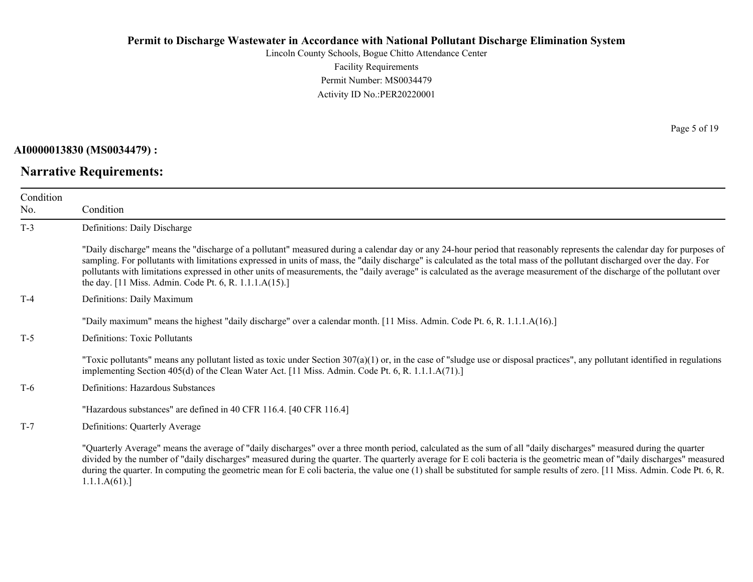**AI0000013830 (MS0034479) :**

## Narrative Requirements:

| Condition No. | Condition |
|---|---|
| T-3 | Definitions: Daily Discharge<br><br>"Daily discharge" means the "discharge of a pollutant" measured during a calendar day or any 24-hour period that reasonably represents the calendar day for purposes of sampling. For pollutants with limitations expressed in units of mass, the "daily discharge" is calculated as the total mass of the pollutant discharged over the day. For pollutants with limitations expressed in other units of measurements, the "daily average" is calculated as the average measurement of the discharge of the pollutant over the day. [11 Miss. Admin. Code Pt. 6, R. 1.1.1.A(15).] |
| T-4 | Definitions: Daily Maximum<br><br>"Daily maximum" means the highest "daily discharge" over a calendar month. [11 Miss. Admin. Code Pt. 6, R. 1.1.1.A(16).] |
| T-5 | Definitions: Toxic Pollutants<br><br>"Toxic pollutants" means any pollutant listed as toxic under Section 307(a)(1) or, in the case of "sludge use or disposal practices", any pollutant identified in regulations implementing Section 405(d) of the Clean Water Act. [11 Miss. Admin. Code Pt. 6, R. 1.1.1.A(71).] |
| T-6 | Definitions: Hazardous Substances<br><br>"Hazardous substances" are defined in 40 CFR 116.4. [40 CFR 116.4] |
| T-7 | Definitions: Quarterly Average<br><br>"Quarterly Average" means the average of "daily discharges" over a three month period, calculated as the sum of all "daily discharges" measured during the quarter divided by the number of "daily discharges" measured during the quarter. The quarterly average for E coli bacteria is the geometric mean of "daily discharges" measured during the quarter. In computing the geometric mean for E coli bacteria, the value one (1) shall be substituted for sample results of zero. [11 Miss. Admin. Code Pt. 6, R. 1.1.1.A(61).] |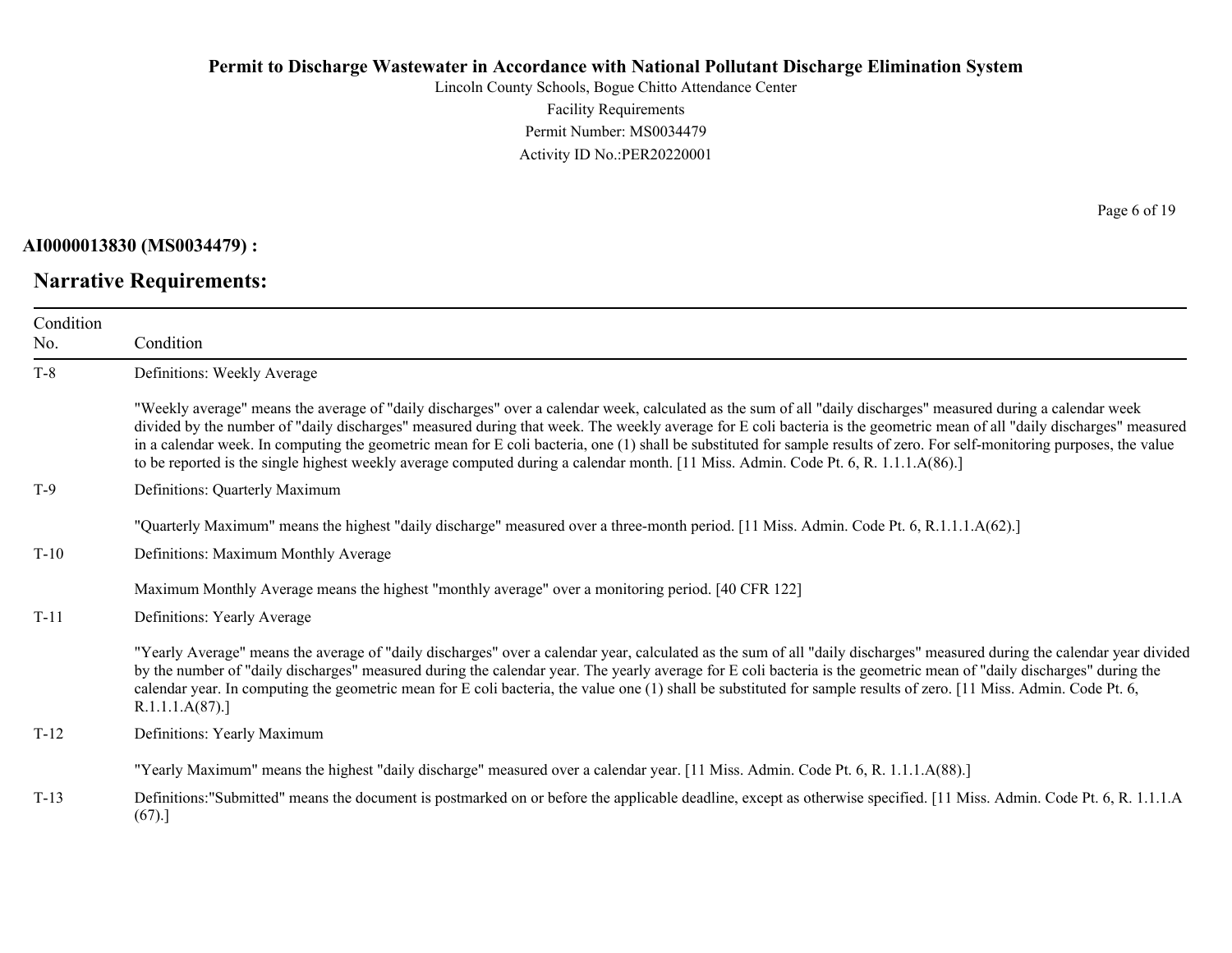**AI0000013830 (MS0034479) :**

## Narrative Requirements:

| Condition No. | Condition |
|---|---|
| T-8 | Definitions: Weekly Average<br><br>"Weekly average" means the average of "daily discharges" over a calendar week, calculated as the sum of all "daily discharges" measured during a calendar week divided by the number of "daily discharges" measured during that week. The weekly average for E coli bacteria is the geometric mean of all "daily discharges" measured in a calendar week. In computing the geometric mean for E coli bacteria, one (1) shall be substituted for sample results of zero. For self-monitoring purposes, the value to be reported is the single highest weekly average computed during a calendar month. [11 Miss. Admin. Code Pt. 6, R. 1.1.1.A(86).] |
| T-9 | Definitions: Quarterly Maximum<br><br>"Quarterly Maximum" means the highest "daily discharge" measured over a three-month period. [11 Miss. Admin. Code Pt. 6, R.1.1.1.A(62).] |
| T-10 | Definitions: Maximum Monthly Average<br><br>Maximum Monthly Average means the highest "monthly average" over a monitoring period. [40 CFR 122] |
| T-11 | Definitions: Yearly Average<br><br>"Yearly Average" means the average of "daily discharges" over a calendar year, calculated as the sum of all "daily discharges" measured during the calendar year divided by the number of "daily discharges" measured during the calendar year. The yearly average for E coli bacteria is the geometric mean of "daily discharges" during the calendar year. In computing the geometric mean for E coli bacteria, the value one (1) shall be substituted for sample results of zero. [11 Miss. Admin. Code Pt. 6, R.1.1.1.A(87).] |
| T-12 | Definitions: Yearly Maximum<br><br>"Yearly Maximum" means the highest "daily discharge" measured over a calendar year. [11 Miss. Admin. Code Pt. 6, R. 1.1.1.A(88).] |
| T-13 | Definitions:"Submitted" means the document is postmarked on or before the applicable deadline, except as otherwise specified. [11 Miss. Admin. Code Pt. 6, R. 1.1.1.A (67).] |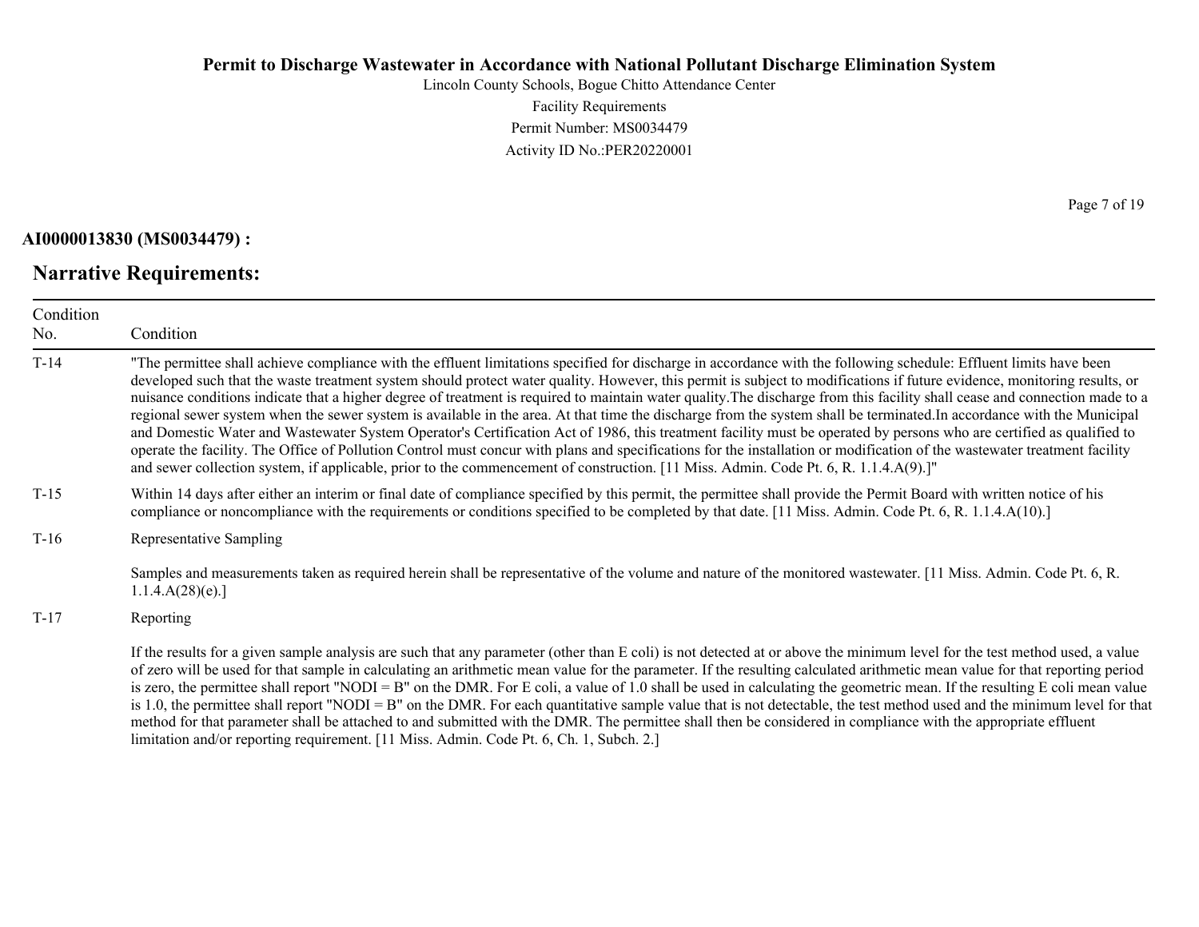**AI0000013830 (MS0034479) :**

## Narrative Requirements:

| Condition No. | Condition |
|---|---|
| T-14 | "The permittee shall achieve compliance with the effluent limitations specified for discharge in accordance with the following schedule: Effluent limits have been developed such that the waste treatment system should protect water quality. However, this permit is subject to modifications if future evidence, monitoring results, or nuisance conditions indicate that a higher degree of treatment is required to maintain water quality.The discharge from this facility shall cease and connection made to a regional sewer system when the sewer system is available in the area. At that time the discharge from the system shall be terminated.In accordance with the Municipal and Domestic Water and Wastewater System Operator's Certification Act of 1986, this treatment facility must be operated by persons who are certified as qualified to operate the facility. The Office of Pollution Control must concur with plans and specifications for the installation or modification of the wastewater treatment facility and sewer collection system, if applicable, prior to the commencement of construction. [11 Miss. Admin. Code Pt. 6, R. 1.1.4.A(9).]" |
| T-15 | Within 14 days after either an interim or final date of compliance specified by this permit, the permittee shall provide the Permit Board with written notice of his compliance or noncompliance with the requirements or conditions specified to be completed by that date. [11 Miss. Admin. Code Pt. 6, R. 1.1.4.A(10).] |
| T-16 | Representative Sampling<br><br>Samples and measurements taken as required herein shall be representative of the volume and nature of the monitored wastewater. [11 Miss. Admin. Code Pt. 6, R. 1.1.4.A(28)(e).] |
| T-17 | Reporting<br><br>If the results for a given sample analysis are such that any parameter (other than E coli) is not detected at or above the minimum level for the test method used, a value of zero will be used for that sample in calculating an arithmetic mean value for the parameter. If the resulting calculated arithmetic mean value for that reporting period is zero, the permittee shall report "NODI = B" on the DMR. For E coli, a value of 1.0 shall be used in calculating the geometric mean. If the resulting E coli mean value is 1.0, the permittee shall report "NODI = B" on the DMR. For each quantitative sample value that is not detectable, the test method used and the minimum level for that method for that parameter shall be attached to and submitted with the DMR. The permittee shall then be considered in compliance with the appropriate effluent limitation and/or reporting requirement. [11 Miss. Admin. Code Pt. 6, Ch. 1, Subch. 2.] |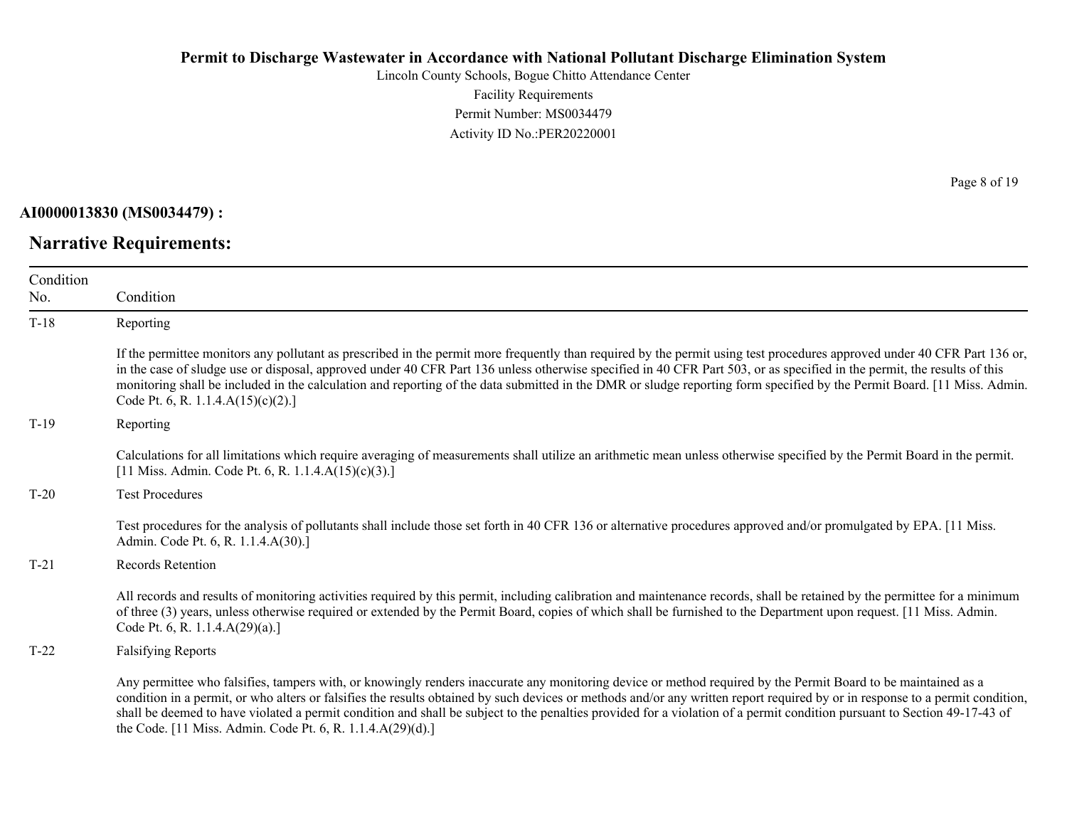**AI0000013830 (MS0034479) :**

## Narrative Requirements:

| Condition No. | Condition |
|---|---|
| T-18 | Reporting<br><br>If the permittee monitors any pollutant as prescribed in the permit more frequently than required by the permit using test procedures approved under 40 CFR Part 136 or, in the case of sludge use or disposal, approved under 40 CFR Part 136 unless otherwise specified in 40 CFR Part 503, or as specified in the permit, the results of this monitoring shall be included in the calculation and reporting of the data submitted in the DMR or sludge reporting form specified by the Permit Board. [11 Miss. Admin. Code Pt. 6, R. 1.1.4.A(15)(c)(2).] |
| T-19 | Reporting<br><br>Calculations for all limitations which require averaging of measurements shall utilize an arithmetic mean unless otherwise specified by the Permit Board in the permit. [11 Miss. Admin. Code Pt. 6, R. 1.1.4.A(15)(c)(3).] |
| T-20 | Test Procedures<br><br>Test procedures for the analysis of pollutants shall include those set forth in 40 CFR 136 or alternative procedures approved and/or promulgated by EPA. [11 Miss. Admin. Code Pt. 6, R. 1.1.4.A(30).] |
| T-21 | Records Retention<br><br>All records and results of monitoring activities required by this permit, including calibration and maintenance records, shall be retained by the permittee for a minimum of three (3) years, unless otherwise required or extended by the Permit Board, copies of which shall be furnished to the Department upon request. [11 Miss. Admin. Code Pt. 6, R. 1.1.4.A(29)(a).] |
| T-22 | Falsifying Reports<br><br>Any permittee who falsifies, tampers with, or knowingly renders inaccurate any monitoring device or method required by the Permit Board to be maintained as a condition in a permit, or who alters or falsifies the results obtained by such devices or methods and/or any written report required by or in response to a permit condition, shall be deemed to have violated a permit condition and shall be subject to the penalties provided for a violation of a permit condition pursuant to Section 49-17-43 of the Code. [11 Miss. Admin. Code Pt. 6, R. 1.1.4.A(29)(d).] |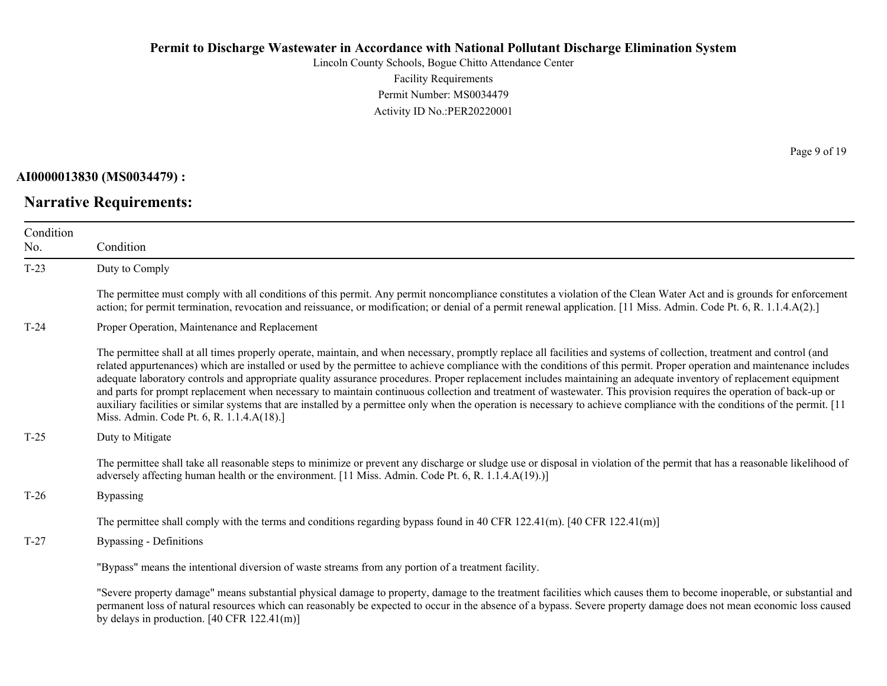**AI0000013830 (MS0034479) :**

## Narrative Requirements:

| Condition No. | Condition |
|---|---|
| T-23 | Duty to Comply<br><br>The permittee must comply with all conditions of this permit. Any permit noncompliance constitutes a violation of the Clean Water Act and is grounds for enforcement action; for permit termination, revocation and reissuance, or modification; or denial of a permit renewal application. [11 Miss. Admin. Code Pt. 6, R. 1.1.4.A(2).] |
| T-24 | Proper Operation, Maintenance and Replacement<br><br>The permittee shall at all times properly operate, maintain, and when necessary, promptly replace all facilities and systems of collection, treatment and control (and related appurtenances) which are installed or used by the permittee to achieve compliance with the conditions of this permit. Proper operation and maintenance includes adequate laboratory controls and appropriate quality assurance procedures. Proper replacement includes maintaining an adequate inventory of replacement equipment and parts for prompt replacement when necessary to maintain continuous collection and treatment of wastewater. This provision requires the operation of back-up or auxiliary facilities or similar systems that are installed by a permittee only when the operation is necessary to achieve compliance with the conditions of the permit. [11 Miss. Admin. Code Pt. 6, R. 1.1.4.A(18).] |
| T-25 | Duty to Mitigate<br><br>The permittee shall take all reasonable steps to minimize or prevent any discharge or sludge use or disposal in violation of the permit that has a reasonable likelihood of adversely affecting human health or the environment. [11 Miss. Admin. Code Pt. 6, R. 1.1.4.A(19).)] |
| T-26 | Bypassing<br><br>The permittee shall comply with the terms and conditions regarding bypass found in 40 CFR 122.41(m). [40 CFR 122.41(m)] |
| T-27 | Bypassing - Definitions<br><br>"Bypass" means the intentional diversion of waste streams from any portion of a treatment facility.<br><br>"Severe property damage" means substantial physical damage to property, damage to the treatment facilities which causes them to become inoperable, or substantial and permanent loss of natural resources which can reasonably be expected to occur in the absence of a bypass. Severe property damage does not mean economic loss caused by delays in production. [40 CFR 122.41(m)] |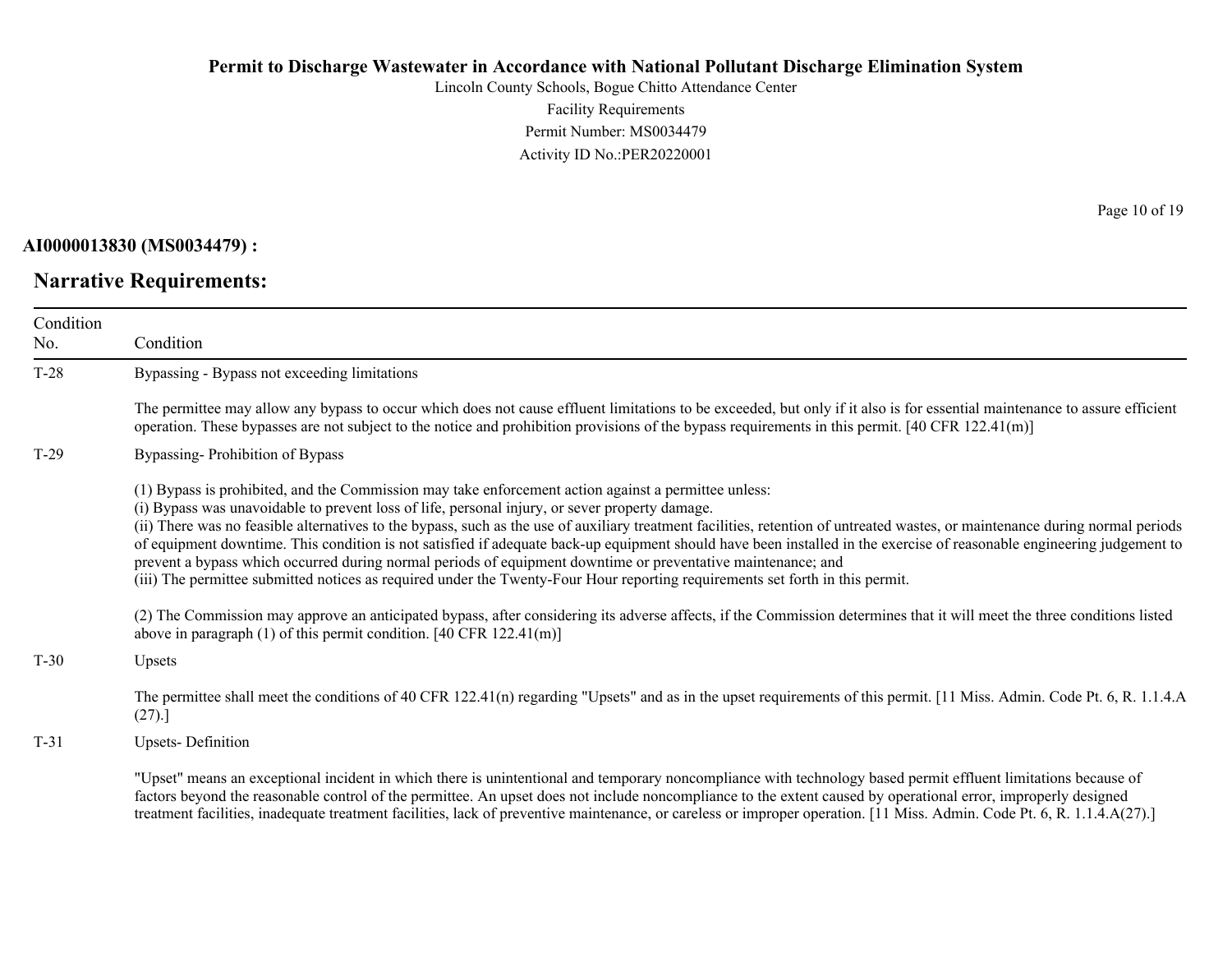**AI0000013830 (MS0034479) :**

## Narrative Requirements:

| Condition No. | Condition |
|---|---|
| T-28 | Bypassing - Bypass not exceeding limitations<br><br>The permittee may allow any bypass to occur which does not cause effluent limitations to be exceeded, but only if it also is for essential maintenance to assure efficient operation. These bypasses are not subject to the notice and prohibition provisions of the bypass requirements in this permit. [40 CFR 122.41(m)] |
| T-29 | Bypassing- Prohibition of Bypass<br><br>(1) Bypass is prohibited, and the Commission may take enforcement action against a permittee unless:<br>(i) Bypass was unavoidable to prevent loss of life, personal injury, or sever property damage.<br>(ii) There was no feasible alternatives to the bypass, such as the use of auxiliary treatment facilities, retention of untreated wastes, or maintenance during normal periods of equipment downtime. This condition is not satisfied if adequate back-up equipment should have been installed in the exercise of reasonable engineering judgement to prevent a bypass which occurred during normal periods of equipment downtime or preventative maintenance; and<br>(iii) The permittee submitted notices as required under the Twenty-Four Hour reporting requirements set forth in this permit.<br><br>(2) The Commission may approve an anticipated bypass, after considering its adverse affects, if the Commission determines that it will meet the three conditions listed above in paragraph (1) of this permit condition. [40 CFR 122.41(m)] |
| T-30 | Upsets<br><br>The permittee shall meet the conditions of 40 CFR 122.41(n) regarding "Upsets" and as in the upset requirements of this permit. [11 Miss. Admin. Code Pt. 6, R. 1.1.4.A (27).] |
| T-31 | Upsets- Definition<br><br>"Upset" means an exceptional incident in which there is unintentional and temporary noncompliance with technology based permit effluent limitations because of factors beyond the reasonable control of the permittee. An upset does not include noncompliance to the extent caused by operational error, improperly designed treatment facilities, inadequate treatment facilities, lack of preventive maintenance, or careless or improper operation. [11 Miss. Admin. Code Pt. 6, R. 1.1.4.A(27).] |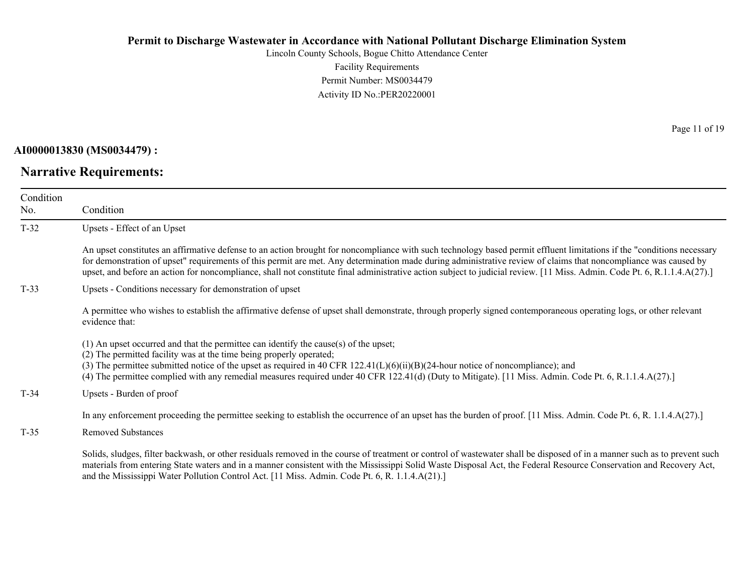**AI0000013830 (MS0034479) :**

## Narrative Requirements:

| Condition No. | Condition |
|---|---|
| T-32 | Upsets - Effect of an Upset<br><br>An upset constitutes an affirmative defense to an action brought for noncompliance with such technology based permit effluent limitations if the "conditions necessary for demonstration of upset" requirements of this permit are met. Any determination made during administrative review of claims that noncompliance was caused by upset, and before an action for noncompliance, shall not constitute final administrative action subject to judicial review. [11 Miss. Admin. Code Pt. 6, R.1.1.4.A(27).] |
| T-33 | Upsets - Conditions necessary for demonstration of upset<br><br>A permittee who wishes to establish the affirmative defense of upset shall demonstrate, through properly signed contemporaneous operating logs, or other relevant evidence that:<br><br>(1) An upset occurred and that the permittee can identify the cause(s) of the upset;<br>(2) The permitted facility was at the time being properly operated;<br>(3) The permittee submitted notice of the upset as required in 40 CFR 122.41(L)(6)(ii)(B)(24-hour notice of noncompliance); and<br>(4) The permittee complied with any remedial measures required under 40 CFR 122.41(d) (Duty to Mitigate). [11 Miss. Admin. Code Pt. 6, R.1.1.4.A(27).] |
| T-34 | Upsets - Burden of proof<br><br>In any enforcement proceeding the permittee seeking to establish the occurrence of an upset has the burden of proof. [11 Miss. Admin. Code Pt. 6, R. 1.1.4.A(27).] |
| T-35 | Removed Substances<br><br>Solids, sludges, filter backwash, or other residuals removed in the course of treatment or control of wastewater shall be disposed of in a manner such as to prevent such materials from entering State waters and in a manner consistent with the Mississippi Solid Waste Disposal Act, the Federal Resource Conservation and Recovery Act, and the Mississippi Water Pollution Control Act. [11 Miss. Admin. Code Pt. 6, R. 1.1.4.A(21).] |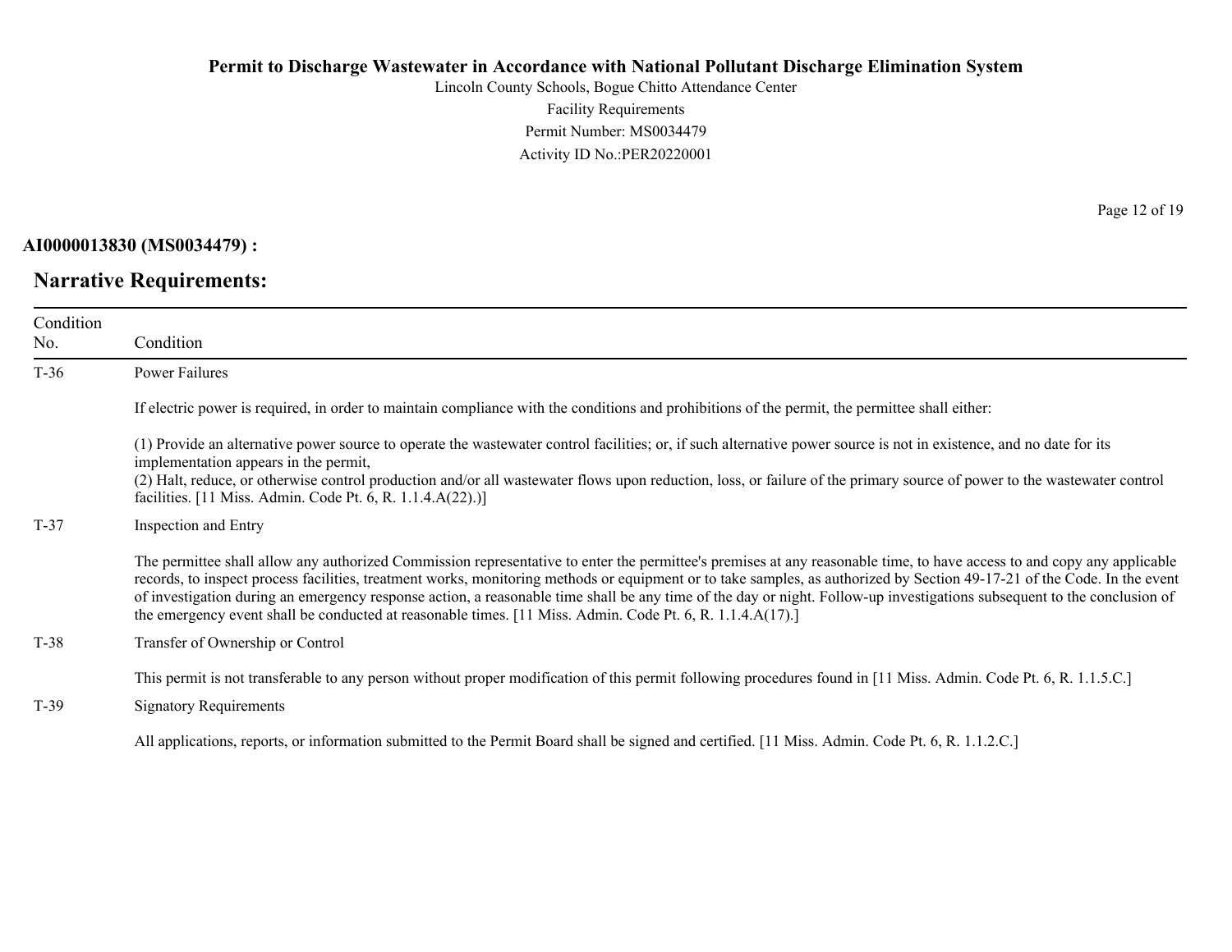**AI0000013830 (MS0034479) :**

## Narrative Requirements:

| Condition No. | Condition |
|---|---|
| T-36 | Power Failures<br><br>If electric power is required, in order to maintain compliance with the conditions and prohibitions of the permit, the permittee shall either:<br><br>(1) Provide an alternative power source to operate the wastewater control facilities; or, if such alternative power source is not in existence, and no date for its implementation appears in the permit,<br>(2) Halt, reduce, or otherwise control production and/or all wastewater flows upon reduction, loss, or failure of the primary source of power to the wastewater control facilities. [11 Miss. Admin. Code Pt. 6, R. 1.1.4.A(22).)] |
| T-37 | Inspection and Entry<br><br>The permittee shall allow any authorized Commission representative to enter the permittee's premises at any reasonable time, to have access to and copy any applicable records, to inspect process facilities, treatment works, monitoring methods or equipment or to take samples, as authorized by Section 49-17-21 of the Code. In the event of investigation during an emergency response action, a reasonable time shall be any time of the day or night. Follow-up investigations subsequent to the conclusion of the emergency event shall be conducted at reasonable times. [11 Miss. Admin. Code Pt. 6, R. 1.1.4.A(17).] |
| T-38 | Transfer of Ownership or Control<br><br>This permit is not transferable to any person without proper modification of this permit following procedures found in [11 Miss. Admin. Code Pt. 6, R. 1.1.5.C.] |
| T-39 | Signatory Requirements<br><br>All applications, reports, or information submitted to the Permit Board shall be signed and certified. [11 Miss. Admin. Code Pt. 6, R. 1.1.2.C.] |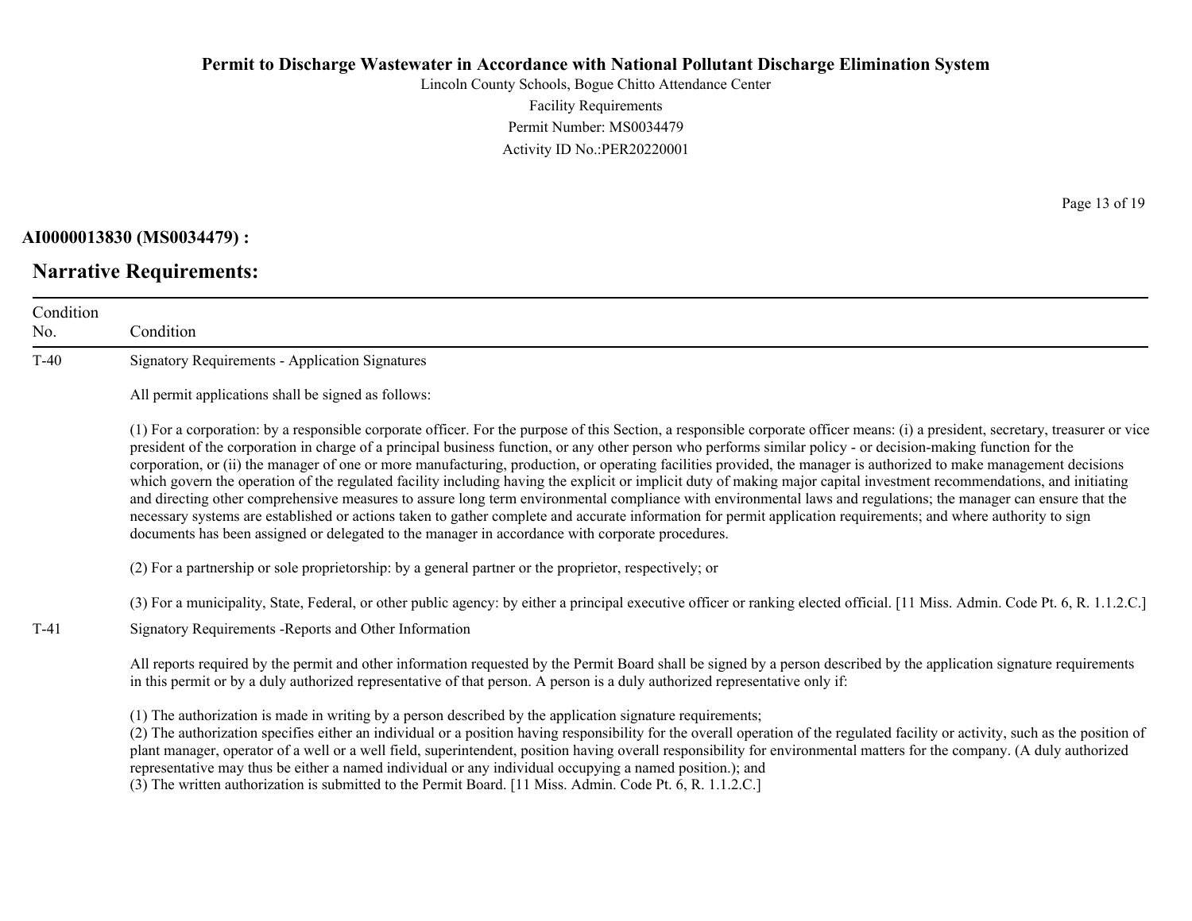**AI0000013830 (MS0034479) :**

## Narrative Requirements:

| Condition No. | Condition |
|---|---|
| T-40 | Signatory Requirements - Application Signatures<br><br>All permit applications shall be signed as follows:<br><br>(1) For a corporation: by a responsible corporate officer. For the purpose of this Section, a responsible corporate officer means: (i) a president, secretary, treasurer or vice president of the corporation in charge of a principal business function, or any other person who performs similar policy - or decision-making function for the corporation, or (ii) the manager of one or more manufacturing, production, or operating facilities provided, the manager is authorized to make management decisions which govern the operation of the regulated facility including having the explicit or implicit duty of making major capital investment recommendations, and initiating and directing other comprehensive measures to assure long term environmental compliance with environmental laws and regulations; the manager can ensure that the necessary systems are established or actions taken to gather complete and accurate information for permit application requirements; and where authority to sign documents has been assigned or delegated to the manager in accordance with corporate procedures.<br><br>(2) For a partnership or sole proprietorship: by a general partner or the proprietor, respectively; or<br><br>(3) For a municipality, State, Federal, or other public agency: by either a principal executive officer or ranking elected official. [11 Miss. Admin. Code Pt. 6, R. 1.1.2.C.] |
| T-41 | Signatory Requirements -Reports and Other Information<br><br>All reports required by the permit and other information requested by the Permit Board shall be signed by a person described by the application signature requirements in this permit or by a duly authorized representative of that person. A person is a duly authorized representative only if:<br><br>(1) The authorization is made in writing by a person described by the application signature requirements;<br>(2) The authorization specifies either an individual or a position having responsibility for the overall operation of the regulated facility or activity, such as the position of plant manager, operator of a well or a well field, superintendent, position having overall responsibility for environmental matters for the company. (A duly authorized representative may thus be either a named individual or any individual occupying a named position.); and<br>(3) The written authorization is submitted to the Permit Board. [11 Miss. Admin. Code Pt. 6, R. 1.1.2.C.] |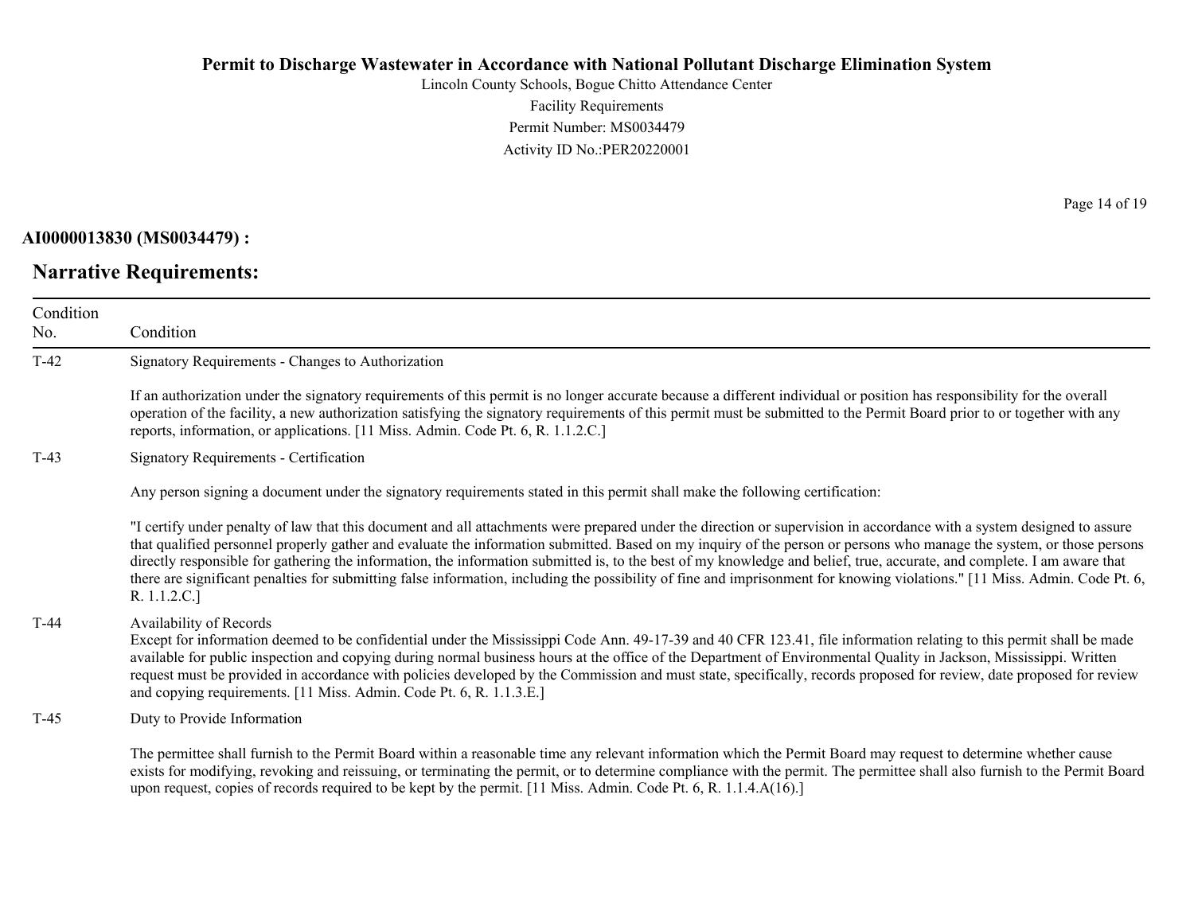**AI0000013830 (MS0034479) :**

## Narrative Requirements:

| Condition No. | Condition |
|---|---|
| T-42 | Signatory Requirements - Changes to Authorization<br><br>If an authorization under the signatory requirements of this permit is no longer accurate because a different individual or position has responsibility for the overall operation of the facility, a new authorization satisfying the signatory requirements of this permit must be submitted to the Permit Board prior to or together with any reports, information, or applications. [11 Miss. Admin. Code Pt. 6, R. 1.1.2.C.] |
| T-43 | Signatory Requirements - Certification<br><br>Any person signing a document under the signatory requirements stated in this permit shall make the following certification:<br><br>"I certify under penalty of law that this document and all attachments were prepared under the direction or supervision in accordance with a system designed to assure that qualified personnel properly gather and evaluate the information submitted. Based on my inquiry of the person or persons who manage the system, or those persons directly responsible for gathering the information, the information submitted is, to the best of my knowledge and belief, true, accurate, and complete. I am aware that there are significant penalties for submitting false information, including the possibility of fine and imprisonment for knowing violations." [11 Miss. Admin. Code Pt. 6, R. 1.1.2.C.] |
| T-44 | Availability of Records<br>Except for information deemed to be confidential under the Mississippi Code Ann. 49-17-39 and 40 CFR 123.41, file information relating to this permit shall be made available for public inspection and copying during normal business hours at the office of the Department of Environmental Quality in Jackson, Mississippi. Written request must be provided in accordance with policies developed by the Commission and must state, specifically, records proposed for review, date proposed for review and copying requirements. [11 Miss. Admin. Code Pt. 6, R. 1.1.3.E.] |
| T-45 | Duty to Provide Information<br><br>The permittee shall furnish to the Permit Board within a reasonable time any relevant information which the Permit Board may request to determine whether cause exists for modifying, revoking and reissuing, or terminating the permit, or to determine compliance with the permit. The permittee shall also furnish to the Permit Board upon request, copies of records required to be kept by the permit. [11 Miss. Admin. Code Pt. 6, R. 1.1.4.A(16).] |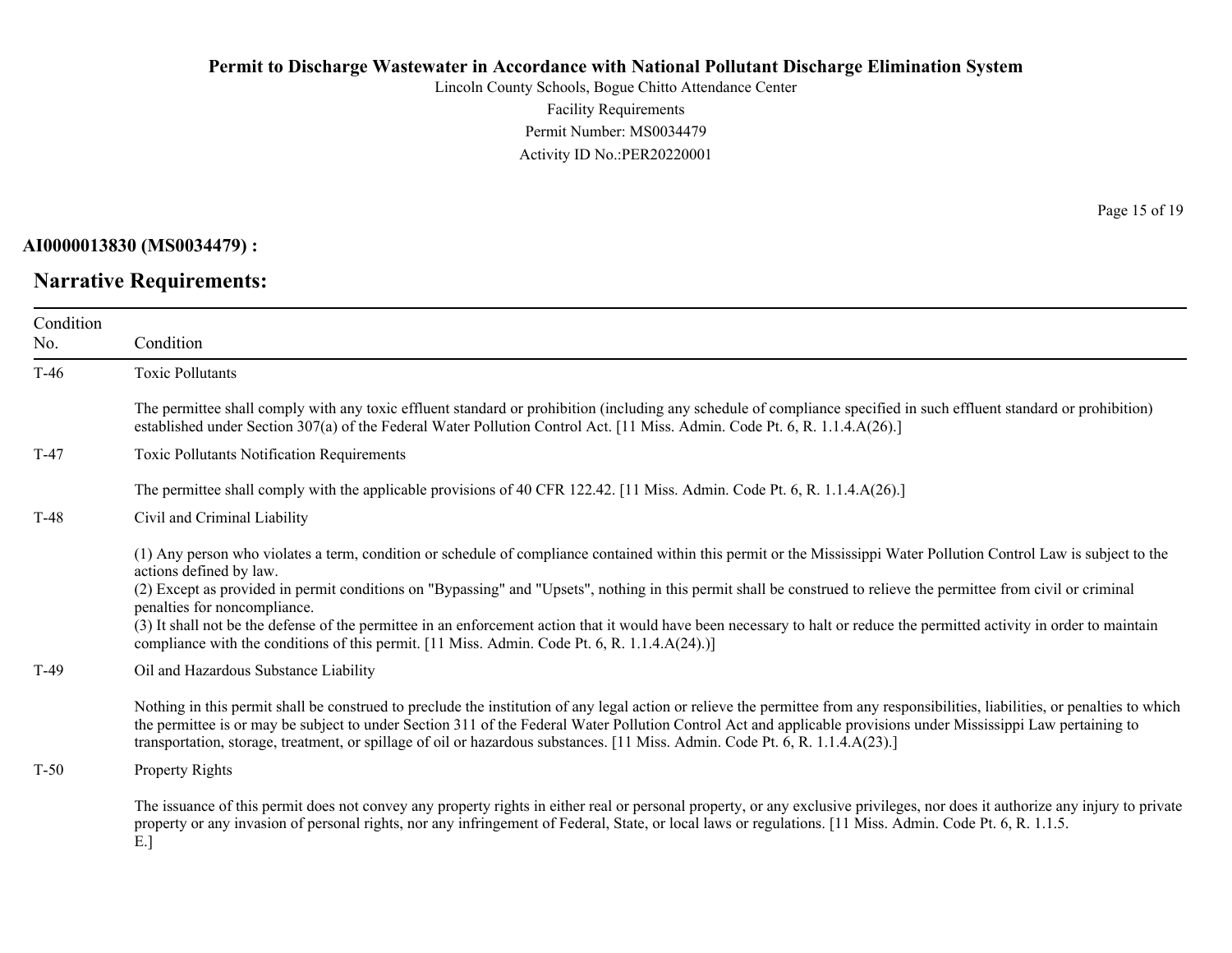**AI0000013830 (MS0034479) :**

## Narrative Requirements:

| Condition No. | Condition |
|---|---|
| T-46 | Toxic Pollutants<br><br>The permittee shall comply with any toxic effluent standard or prohibition (including any schedule of compliance specified in such effluent standard or prohibition) established under Section 307(a) of the Federal Water Pollution Control Act. [11 Miss. Admin. Code Pt. 6, R. 1.1.4.A(26).] |
| T-47 | Toxic Pollutants Notification Requirements<br><br>The permittee shall comply with the applicable provisions of 40 CFR 122.42. [11 Miss. Admin. Code Pt. 6, R. 1.1.4.A(26).] |
| T-48 | Civil and Criminal Liability<br><br>(1) Any person who violates a term, condition or schedule of compliance contained within this permit or the Mississippi Water Pollution Control Law is subject to the actions defined by law.<br>(2) Except as provided in permit conditions on "Bypassing" and "Upsets", nothing in this permit shall be construed to relieve the permittee from civil or criminal penalties for noncompliance.<br>(3) It shall not be the defense of the permittee in an enforcement action that it would have been necessary to halt or reduce the permitted activity in order to maintain compliance with the conditions of this permit. [11 Miss. Admin. Code Pt. 6, R. 1.1.4.A(24).)] |
| T-49 | Oil and Hazardous Substance Liability<br><br>Nothing in this permit shall be construed to preclude the institution of any legal action or relieve the permittee from any responsibilities, liabilities, or penalties to which the permittee is or may be subject to under Section 311 of the Federal Water Pollution Control Act and applicable provisions under Mississippi Law pertaining to transportation, storage, treatment, or spillage of oil or hazardous substances. [11 Miss. Admin. Code Pt. 6, R. 1.1.4.A(23).] |
| T-50 | Property Rights<br><br>The issuance of this permit does not convey any property rights in either real or personal property, or any exclusive privileges, nor does it authorize any injury to private property or any invasion of personal rights, nor any infringement of Federal, State, or local laws or regulations. [11 Miss. Admin. Code Pt. 6, R. 1.1.5. E.] |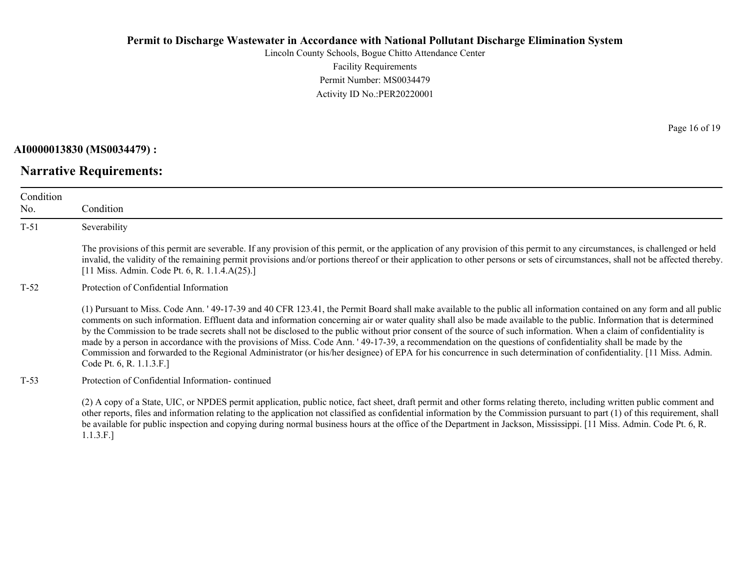**AI0000013830 (MS0034479) :**

## Narrative Requirements:

| Condition No. | Condition |
|---|---|
| T-51 | Severability<br><br>The provisions of this permit are severable. If any provision of this permit, or the application of any provision of this permit to any circumstances, is challenged or held invalid, the validity of the remaining permit provisions and/or portions thereof or their application to other persons or sets of circumstances, shall not be affected thereby. [11 Miss. Admin. Code Pt. 6, R. 1.1.4.A(25).] |
| T-52 | Protection of Confidential Information<br><br>(1) Pursuant to Miss. Code Ann. ' 49-17-39 and 40 CFR 123.41, the Permit Board shall make available to the public all information contained on any form and all public comments on such information. Effluent data and information concerning air or water quality shall also be made available to the public. Information that is determined by the Commission to be trade secrets shall not be disclosed to the public without prior consent of the source of such information. When a claim of confidentiality is made by a person in accordance with the provisions of Miss. Code Ann. ' 49-17-39, a recommendation on the questions of confidentiality shall be made by the Commission and forwarded to the Regional Administrator (or his/her designee) of EPA for his concurrence in such determination of confidentiality. [11 Miss. Admin. Code Pt. 6, R. 1.1.3.F.] |
| T-53 | Protection of Confidential Information- continued<br><br>(2) A copy of a State, UIC, or NPDES permit application, public notice, fact sheet, draft permit and other forms relating thereto, including written public comment and other reports, files and information relating to the application not classified as confidential information by the Commission pursuant to part (1) of this requirement, shall be available for public inspection and copying during normal business hours at the office of the Department in Jackson, Mississippi. [11 Miss. Admin. Code Pt. 6, R. 1.1.3.F.] |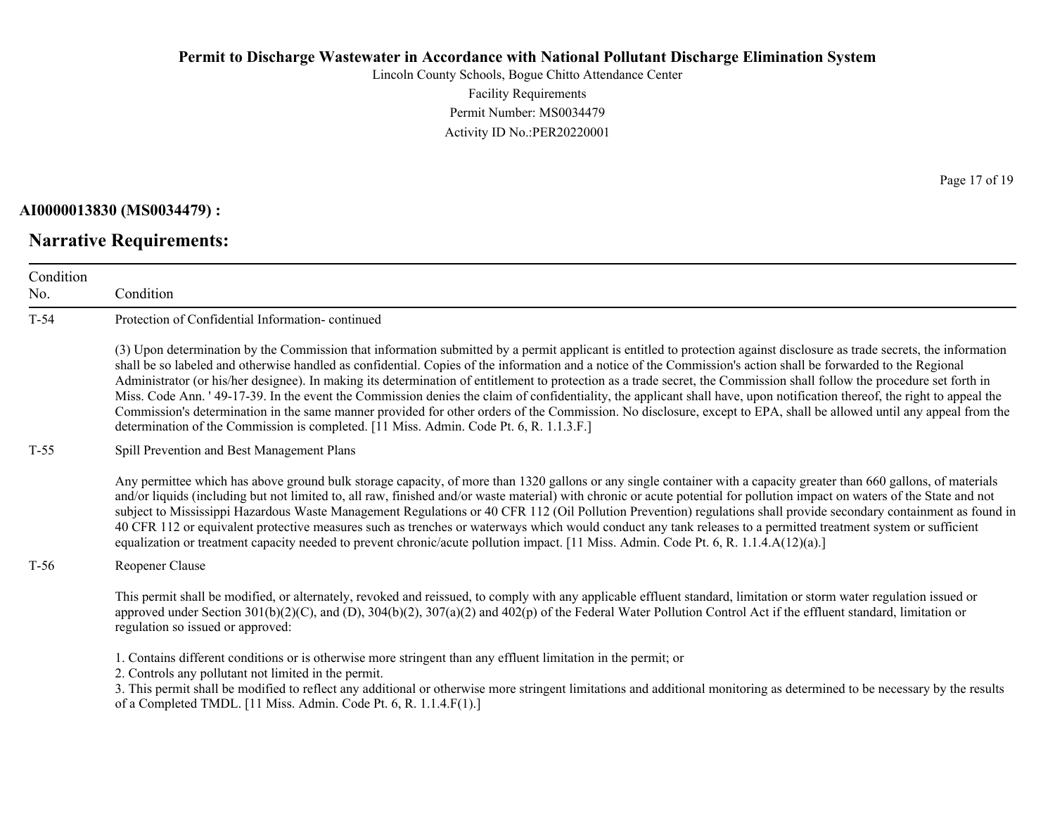**AI0000013830 (MS0034479) :**

## Narrative Requirements:

| Condition No. | Condition |
| --- | --- |
| T-54 | Protection of Confidential Information- continued<br><br>(3) Upon determination by the Commission that information submitted by a permit applicant is entitled to protection against disclosure as trade secrets, the information shall be so labeled and otherwise handled as confidential. Copies of the information and a notice of the Commission's action shall be forwarded to the Regional Administrator (or his/her designee). In making its determination of entitlement to protection as a trade secret, the Commission shall follow the procedure set forth in Miss. Code Ann. ' 49-17-39. In the event the Commission denies the claim of confidentiality, the applicant shall have, upon notification thereof, the right to appeal the Commission's determination in the same manner provided for other orders of the Commission. No disclosure, except to EPA, shall be allowed until any appeal from the determination of the Commission is completed. [11 Miss. Admin. Code Pt. 6, R. 1.1.3.F.] |
| T-55 | Spill Prevention and Best Management Plans<br><br>Any permittee which has above ground bulk storage capacity, of more than 1320 gallons or any single container with a capacity greater than 660 gallons, of materials and/or liquids (including but not limited to, all raw, finished and/or waste material) with chronic or acute potential for pollution impact on waters of the State and not subject to Mississippi Hazardous Waste Management Regulations or 40 CFR 112 (Oil Pollution Prevention) regulations shall provide secondary containment as found in 40 CFR 112 or equivalent protective measures such as trenches or waterways which would conduct any tank releases to a permitted treatment system or sufficient equalization or treatment capacity needed to prevent chronic/acute pollution impact. [11 Miss. Admin. Code Pt. 6, R. 1.1.4.A(12)(a).] |
| T-56 | Reopener Clause<br><br>This permit shall be modified, or alternately, revoked and reissued, to comply with any applicable effluent standard, limitation or storm water regulation issued or approved under Section 301(b)(2)(C), and (D), 304(b)(2), 307(a)(2) and 402(p) of the Federal Water Pollution Control Act if the effluent standard, limitation or regulation so issued or approved:<br><br>1. Contains different conditions or is otherwise more stringent than any effluent limitation in the permit; or<br>2. Controls any pollutant not limited in the permit.<br>3. This permit shall be modified to reflect any additional or otherwise more stringent limitations and additional monitoring as determined to be necessary by the results of a Completed TMDL. [11 Miss. Admin. Code Pt. 6, R. 1.1.4.F(1).] |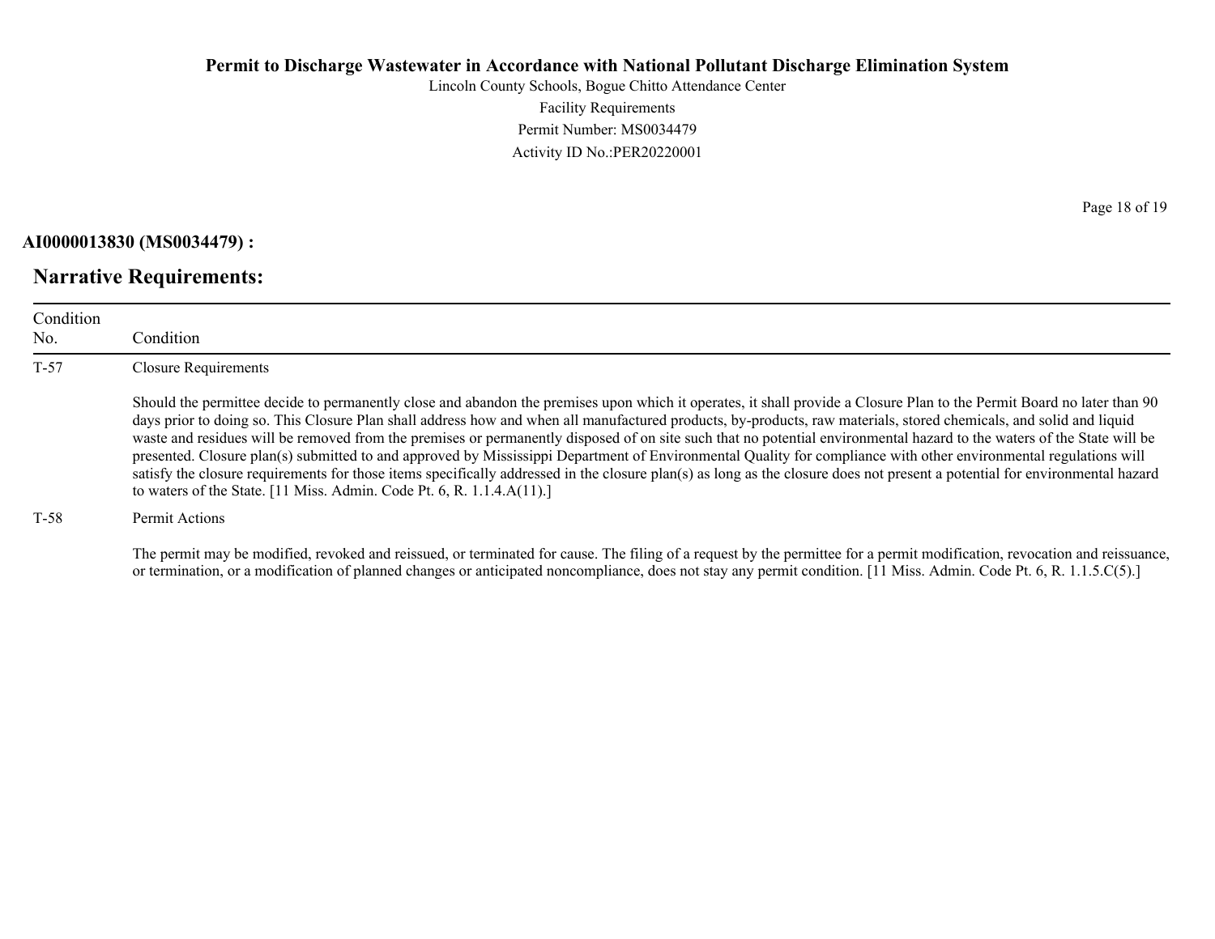**AI0000013830 (MS0034479) :**

## Narrative Requirements:

| Condition No. | Condition |
|---|---|
| T-57 | Closure Requirements<br><br>Should the permittee decide to permanently close and abandon the premises upon which it operates, it shall provide a Closure Plan to the Permit Board no later than 90 days prior to doing so. This Closure Plan shall address how and when all manufactured products, by-products, raw materials, stored chemicals, and solid and liquid waste and residues will be removed from the premises or permanently disposed of on site such that no potential environmental hazard to the waters of the State will be presented. Closure plan(s) submitted to and approved by Mississippi Department of Environmental Quality for compliance with other environmental regulations will satisfy the closure requirements for those items specifically addressed in the closure plan(s) as long as the closure does not present a potential for environmental hazard to waters of the State. [11 Miss. Admin. Code Pt. 6, R. 1.1.4.A(11).] |
| T-58 | Permit Actions<br><br>The permit may be modified, revoked and reissued, or terminated for cause. The filing of a request by the permittee for a permit modification, revocation and reissuance, or termination, or a modification of planned changes or anticipated noncompliance, does not stay any permit condition. [11 Miss. Admin. Code Pt. 6, R. 1.1.5.C(5).] |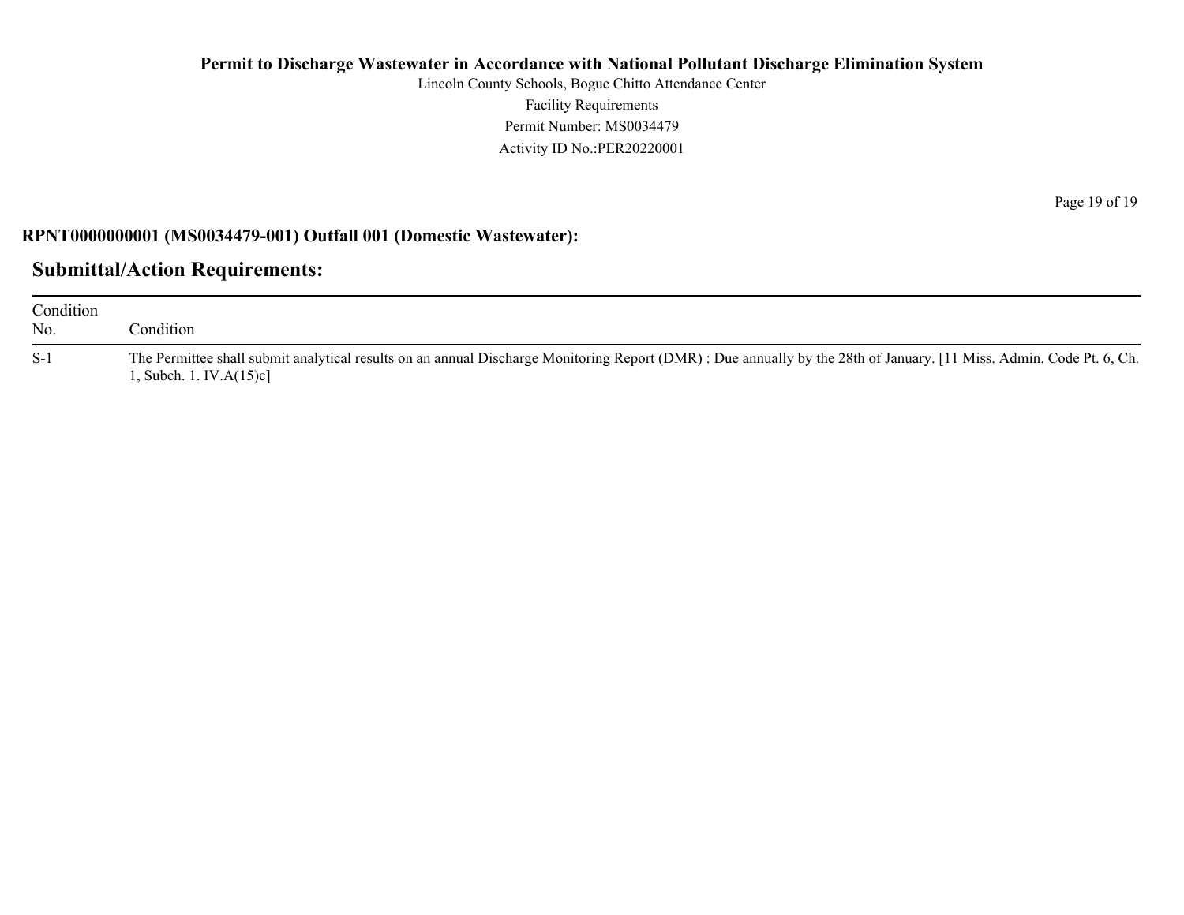**RPNT0000000001 (MS0034479-001) Outfall 001 (Domestic Wastewater):**

## Submittal/Action Requirements:

| Condition No. | Condition |
|---|---|
| S-1 | The Permittee shall submit analytical results on an annual Discharge Monitoring Report (DMR) : Due annually by the 28th of January. [11 Miss. Admin. Code Pt. 6, Ch. 1, Subch. 1. IV.A(15)c] |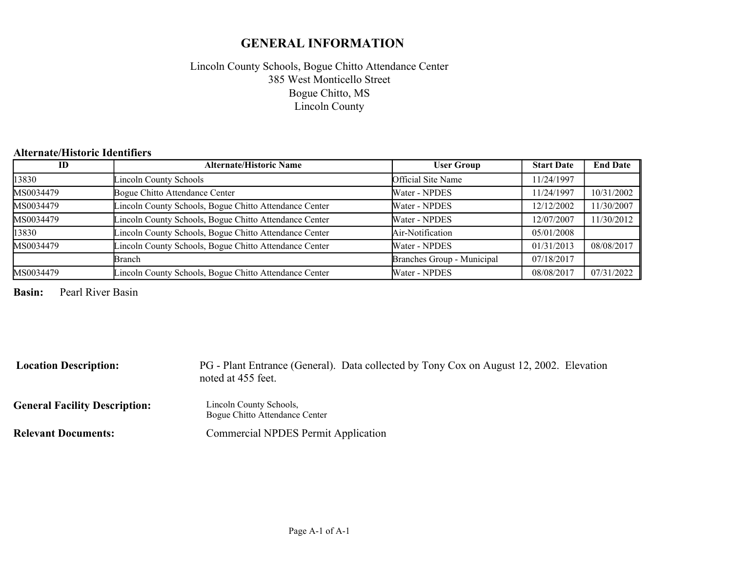# GENERAL INFORMATION

Lincoln County Schools, Bogue Chitto Attendance Center
385 West Monticello Street
Bogue Chitto, MS
Lincoln County

**Alternate/Historic Identifiers**

| ID | Alternate/Historic Name | User Group | Start Date | End Date |
|---|---|---|---|---|
| 13830 | Lincoln County Schools | Official Site Name | 11/24/1997 | |
| MS0034479 | Bogue Chitto Attendance Center | Water - NPDES | 11/24/1997 | 10/31/2002 |
| MS0034479 | Lincoln County Schools, Bogue Chitto Attendance Center | Water - NPDES | 12/12/2002 | 11/30/2007 |
| MS0034479 | Lincoln County Schools, Bogue Chitto Attendance Center | Water - NPDES | 12/07/2007 | 11/30/2012 |
| 13830 | Lincoln County Schools, Bogue Chitto Attendance Center | Air-Notification | 05/01/2008 | |
| MS0034479 | Lincoln County Schools, Bogue Chitto Attendance Center | Water - NPDES | 01/31/2013 | 08/08/2017 |
| | Branch | Branches Group - Municipal | 07/18/2017 | |
| MS0034479 | Lincoln County Schools, Bogue Chitto Attendance Center | Water - NPDES | 08/08/2017 | 07/31/2022 |

**Basin:** Pearl River Basin

**Location Description:** PG - Plant Entrance (General). Data collected by Tony Cox on August 12, 2002. Elevation noted at 455 feet.

**General Facility Description:** Lincoln County Schools, Bogue Chitto Attendance Center

**Relevant Documents:** Commercial NPDES Permit Application